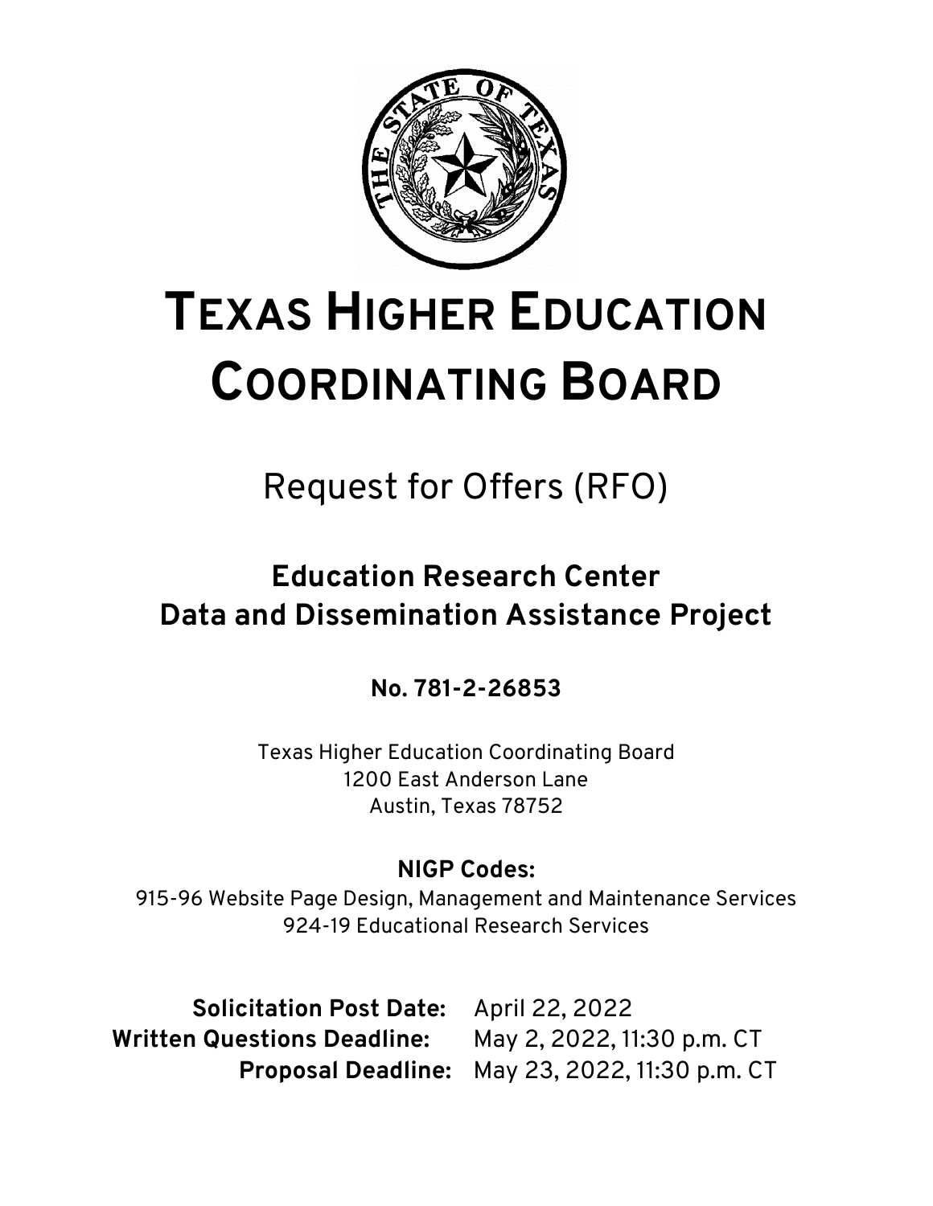# TEXAS HIGHER EDUCATION COORDINATING BOARD

## Request for Offers (RFO)

## Education Research Center Data and Dissemination Assistance Project

**No. 781-2-26853**

Texas Higher Education Coordinating Board
1200 East Anderson Lane
Austin, Texas 78752

**NIGP Codes:**

915-96 Website Page Design, Management and Maintenance Services
924-19 Educational Research Services

**Solicitation Post Date:** April 22, 2022
**Written Questions Deadline:** May 2, 2022, 11:30 p.m. CT
**Proposal Deadline:** May 23, 2022, 11:30 p.m. CT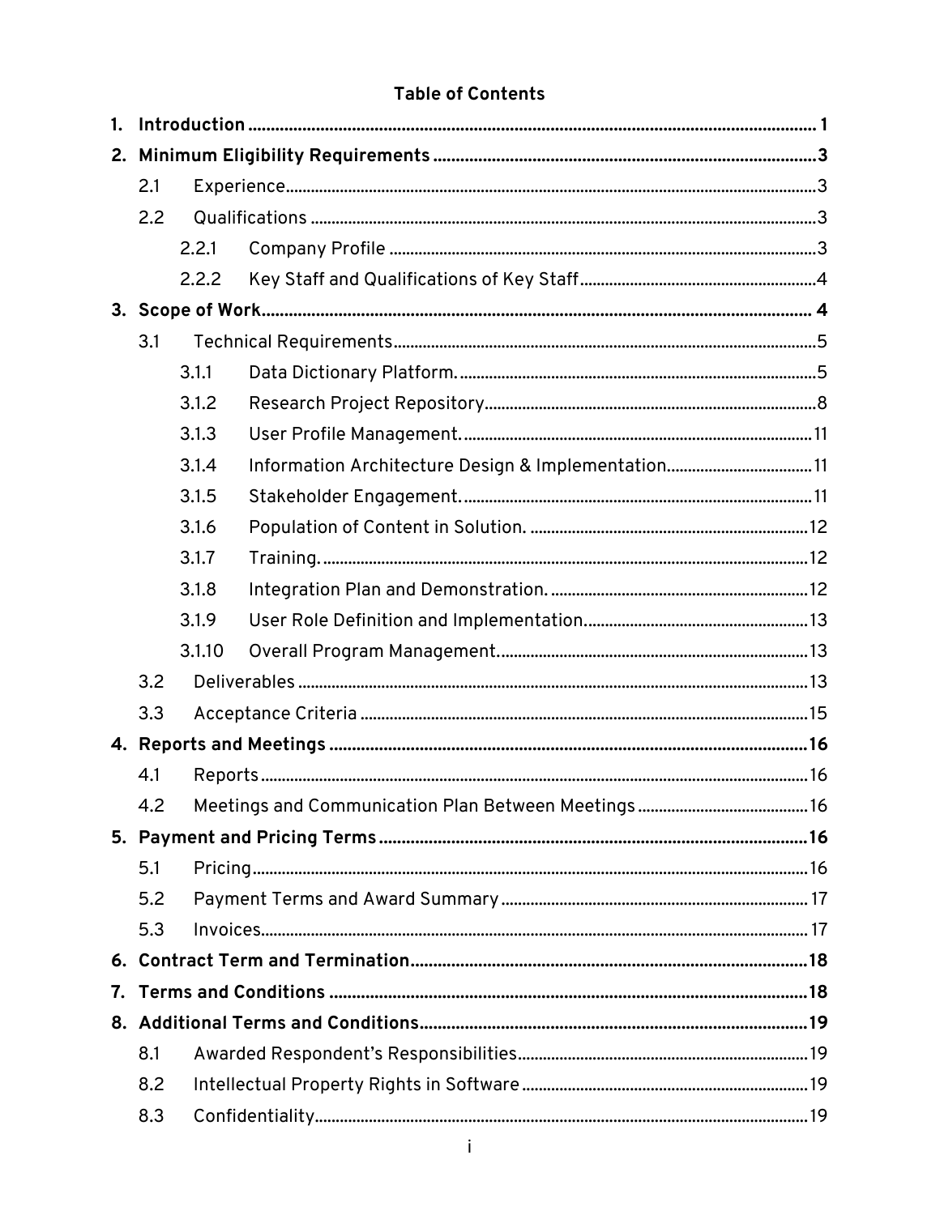**Table of Contents**

**1. Introduction** .......... **1**

**2. Minimum Eligibility Requirements** .......... **3**

- 2.1 Experience .......... 3
- 2.2 Qualifications .......... 3
  - 2.2.1 Company Profile .......... 3
  - 2.2.2 Key Staff and Qualifications of Key Staff .......... 4

**3. Scope of Work** .......... **4**

- 3.1 Technical Requirements .......... 5
  - 3.1.1 Data Dictionary Platform. .......... 5
  - 3.1.2 Research Project Repository .......... 8
  - 3.1.3 User Profile Management. .......... 11
  - 3.1.4 Information Architecture Design & Implementation. .......... 11
  - 3.1.5 Stakeholder Engagement. .......... 11
  - 3.1.6 Population of Content in Solution. .......... 12
  - 3.1.7 Training. .......... 12
  - 3.1.8 Integration Plan and Demonstration. .......... 12
  - 3.1.9 User Role Definition and Implementation. .......... 13
  - 3.1.10 Overall Program Management. .......... 13
- 3.2 Deliverables .......... 13
- 3.3 Acceptance Criteria .......... 15

**4. Reports and Meetings** .......... **16**

- 4.1 Reports .......... 16
- 4.2 Meetings and Communication Plan Between Meetings .......... 16

**5. Payment and Pricing Terms** .......... **16**

- 5.1 Pricing .......... 16
- 5.2 Payment Terms and Award Summary .......... 17
- 5.3 Invoices .......... 17

**6. Contract Term and Termination** .......... **18**

**7. Terms and Conditions** .......... **18**

**8. Additional Terms and Conditions** .......... **19**

- 8.1 Awarded Respondent's Responsibilities .......... 19
- 8.2 Intellectual Property Rights in Software .......... 19
- 8.3 Confidentiality .......... 19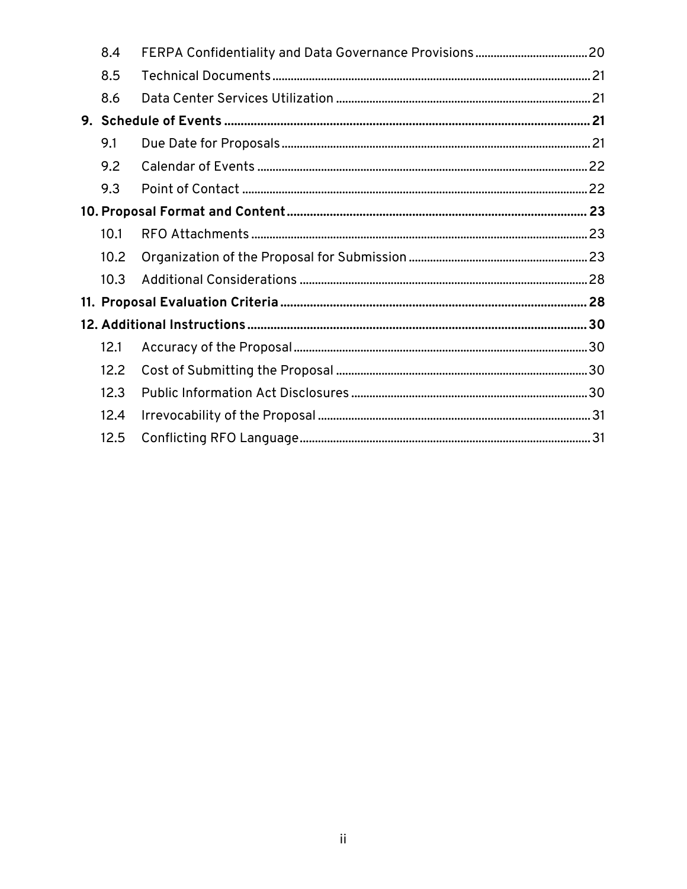| | | |
|---|---|---|
| 8.4 | FERPA Confidentiality and Data Governance Provisions | 20 |
| 8.5 | Technical Documents | 21 |
| 8.6 | Data Center Services Utilization | 21 |
| **9.** | **Schedule of Events** | **21** |
| 9.1 | Due Date for Proposals | 21 |
| 9.2 | Calendar of Events | 22 |
| 9.3 | Point of Contact | 22 |
| **10.** | **Proposal Format and Content** | **23** |
| 10.1 | RFO Attachments | 23 |
| 10.2 | Organization of the Proposal for Submission | 23 |
| 10.3 | Additional Considerations | 28 |
| **11.** | **Proposal Evaluation Criteria** | **28** |
| **12.** | **Additional Instructions** | **30** |
| 12.1 | Accuracy of the Proposal | 30 |
| 12.2 | Cost of Submitting the Proposal | 30 |
| 12.3 | Public Information Act Disclosures | 30 |
| 12.4 | Irrevocability of the Proposal | 31 |
| 12.5 | Conflicting RFO Language | 31 |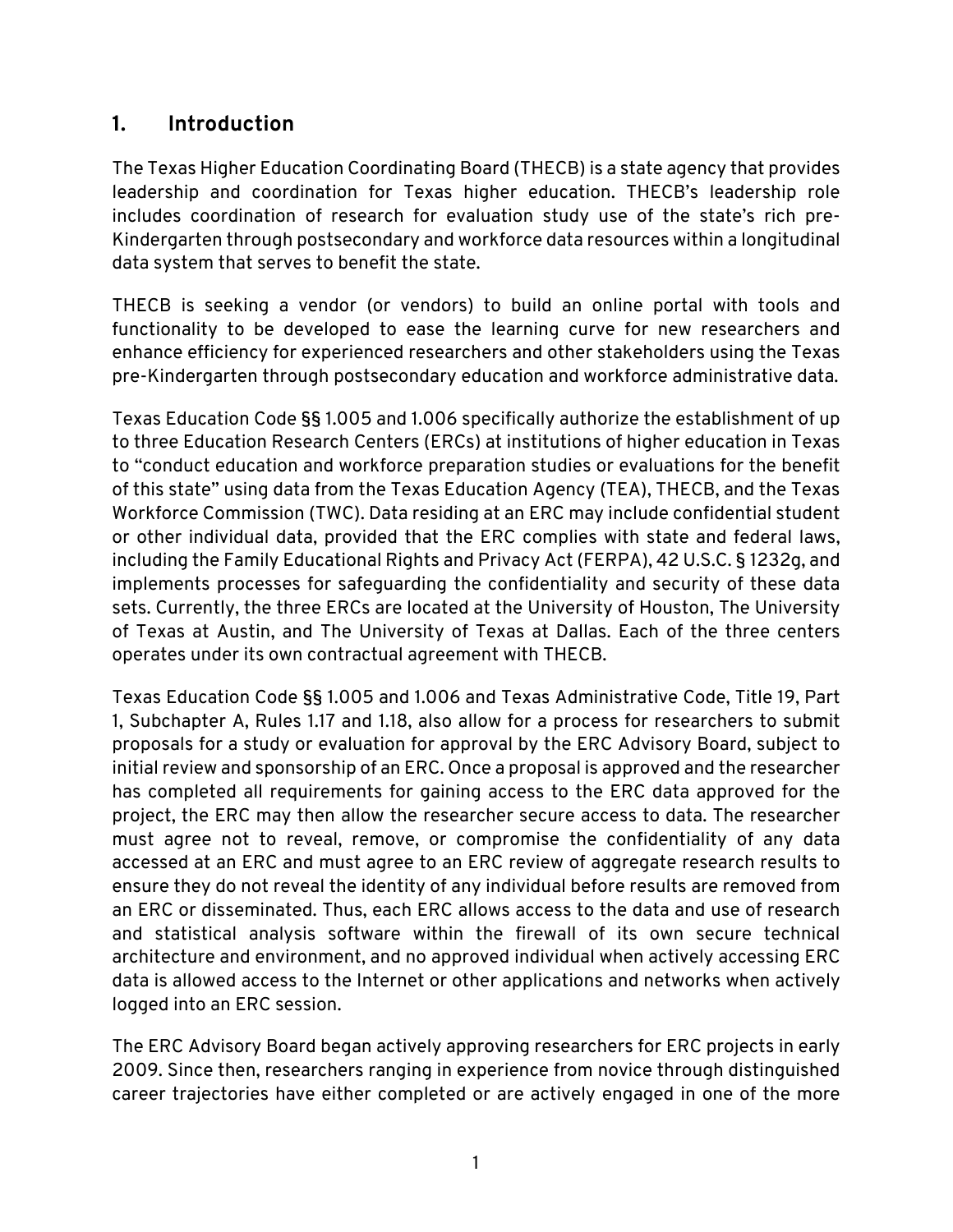## 1. Introduction

The Texas Higher Education Coordinating Board (THECB) is a state agency that provides leadership and coordination for Texas higher education. THECB's leadership role includes coordination of research for evaluation study use of the state's rich pre-Kindergarten through postsecondary and workforce data resources within a longitudinal data system that serves to benefit the state.

THECB is seeking a vendor (or vendors) to build an online portal with tools and functionality to be developed to ease the learning curve for new researchers and enhance efficiency for experienced researchers and other stakeholders using the Texas pre-Kindergarten through postsecondary education and workforce administrative data.

Texas Education Code §§ 1.005 and 1.006 specifically authorize the establishment of up to three Education Research Centers (ERCs) at institutions of higher education in Texas to "conduct education and workforce preparation studies or evaluations for the benefit of this state" using data from the Texas Education Agency (TEA), THECB, and the Texas Workforce Commission (TWC). Data residing at an ERC may include confidential student or other individual data, provided that the ERC complies with state and federal laws, including the Family Educational Rights and Privacy Act (FERPA), 42 U.S.C. § 1232g, and implements processes for safeguarding the confidentiality and security of these data sets. Currently, the three ERCs are located at the University of Houston, The University of Texas at Austin, and The University of Texas at Dallas. Each of the three centers operates under its own contractual agreement with THECB.

Texas Education Code §§ 1.005 and 1.006 and Texas Administrative Code, Title 19, Part 1, Subchapter A, Rules 1.17 and 1.18, also allow for a process for researchers to submit proposals for a study or evaluation for approval by the ERC Advisory Board, subject to initial review and sponsorship of an ERC. Once a proposal is approved and the researcher has completed all requirements for gaining access to the ERC data approved for the project, the ERC may then allow the researcher secure access to data. The researcher must agree not to reveal, remove, or compromise the confidentiality of any data accessed at an ERC and must agree to an ERC review of aggregate research results to ensure they do not reveal the identity of any individual before results are removed from an ERC or disseminated. Thus, each ERC allows access to the data and use of research and statistical analysis software within the firewall of its own secure technical architecture and environment, and no approved individual when actively accessing ERC data is allowed access to the Internet or other applications and networks when actively logged into an ERC session.

The ERC Advisory Board began actively approving researchers for ERC projects in early 2009. Since then, researchers ranging in experience from novice through distinguished career trajectories have either completed or are actively engaged in one of the more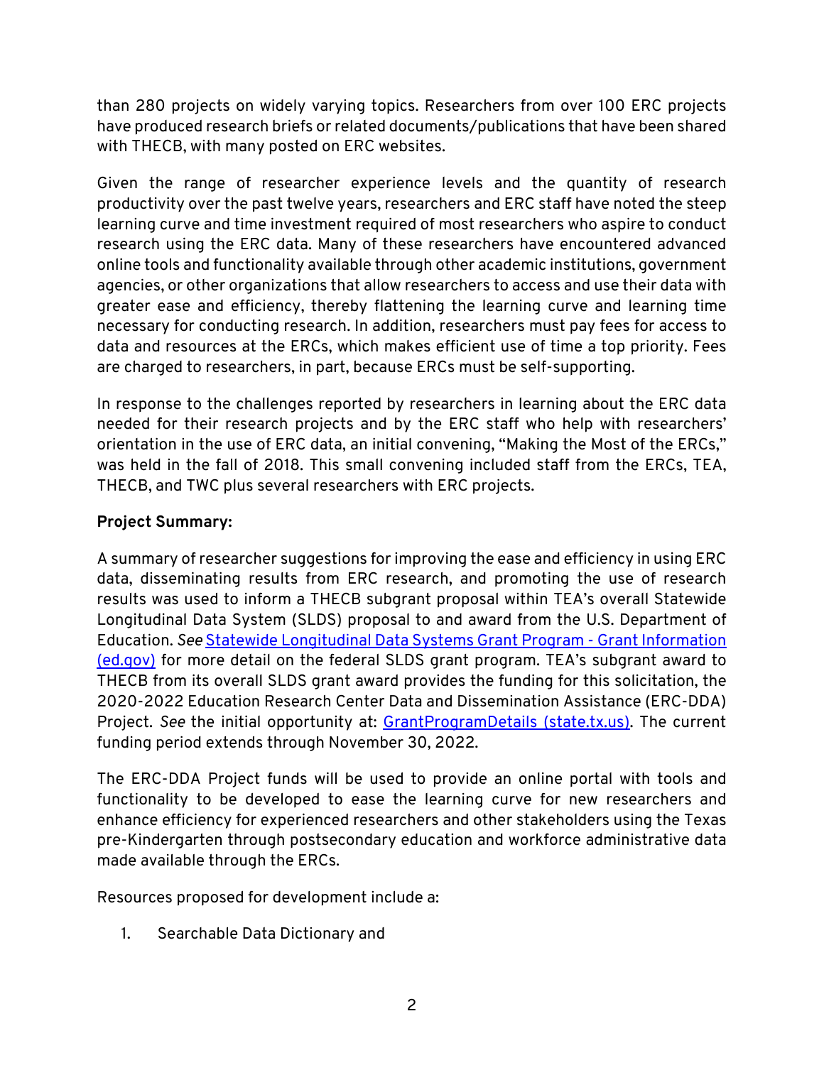than 280 projects on widely varying topics. Researchers from over 100 ERC projects have produced research briefs or related documents/publications that have been shared with THECB, with many posted on ERC websites.

Given the range of researcher experience levels and the quantity of research productivity over the past twelve years, researchers and ERC staff have noted the steep learning curve and time investment required of most researchers who aspire to conduct research using the ERC data. Many of these researchers have encountered advanced online tools and functionality available through other academic institutions, government agencies, or other organizations that allow researchers to access and use their data with greater ease and efficiency, thereby flattening the learning curve and learning time necessary for conducting research. In addition, researchers must pay fees for access to data and resources at the ERCs, which makes efficient use of time a top priority. Fees are charged to researchers, in part, because ERCs must be self-supporting.

In response to the challenges reported by researchers in learning about the ERC data needed for their research projects and by the ERC staff who help with researchers' orientation in the use of ERC data, an initial convening, "Making the Most of the ERCs," was held in the fall of 2018. This small convening included staff from the ERCs, TEA, THECB, and TWC plus several researchers with ERC projects.

**Project Summary:**

A summary of researcher suggestions for improving the ease and efficiency in using ERC data, disseminating results from ERC research, and promoting the use of research results was used to inform a THECB subgrant proposal within TEA's overall Statewide Longitudinal Data System (SLDS) proposal to and award from the U.S. Department of Education. *See* Statewide Longitudinal Data Systems Grant Program - Grant Information (ed.gov) for more detail on the federal SLDS grant program. TEA's subgrant award to THECB from its overall SLDS grant award provides the funding for this solicitation, the 2020-2022 Education Research Center Data and Dissemination Assistance (ERC-DDA) Project. *See* the initial opportunity at: GrantProgramDetails (state.tx.us). The current funding period extends through November 30, 2022.

The ERC-DDA Project funds will be used to provide an online portal with tools and functionality to be developed to ease the learning curve for new researchers and enhance efficiency for experienced researchers and other stakeholders using the Texas pre-Kindergarten through postsecondary education and workforce administrative data made available through the ERCs.

Resources proposed for development include a:

1. Searchable Data Dictionary and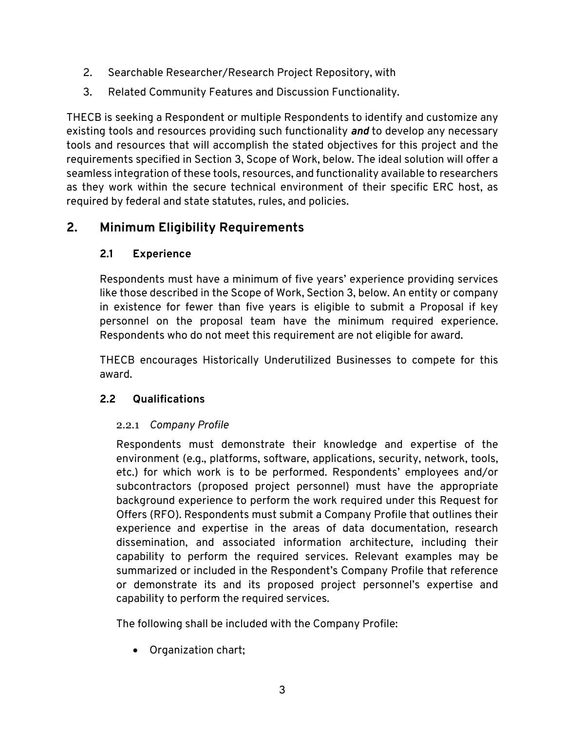2. Searchable Researcher/Research Project Repository, with
3. Related Community Features and Discussion Functionality.

THECB is seeking a Respondent or multiple Respondents to identify and customize any existing tools and resources providing such functionality ***and*** to develop any necessary tools and resources that will accomplish the stated objectives for this project and the requirements specified in Section 3, Scope of Work, below. The ideal solution will offer a seamless integration of these tools, resources, and functionality available to researchers as they work within the secure technical environment of their specific ERC host, as required by federal and state statutes, rules, and policies.

## 2. Minimum Eligibility Requirements

### 2.1 Experience

Respondents must have a minimum of five years' experience providing services like those described in the Scope of Work, Section 3, below. An entity or company in existence for fewer than five years is eligible to submit a Proposal if key personnel on the proposal team have the minimum required experience. Respondents who do not meet this requirement are not eligible for award.

THECB encourages Historically Underutilized Businesses to compete for this award.

### 2.2 Qualifications

#### 2.2.1 *Company Profile*

Respondents must demonstrate their knowledge and expertise of the environment (e.g., platforms, software, applications, security, network, tools, etc.) for which work is to be performed. Respondents' employees and/or subcontractors (proposed project personnel) must have the appropriate background experience to perform the work required under this Request for Offers (RFO). Respondents must submit a Company Profile that outlines their experience and expertise in the areas of data documentation, research dissemination, and associated information architecture, including their capability to perform the required services. Relevant examples may be summarized or included in the Respondent's Company Profile that reference or demonstrate its and its proposed project personnel's expertise and capability to perform the required services.

The following shall be included with the Company Profile:

- Organization chart;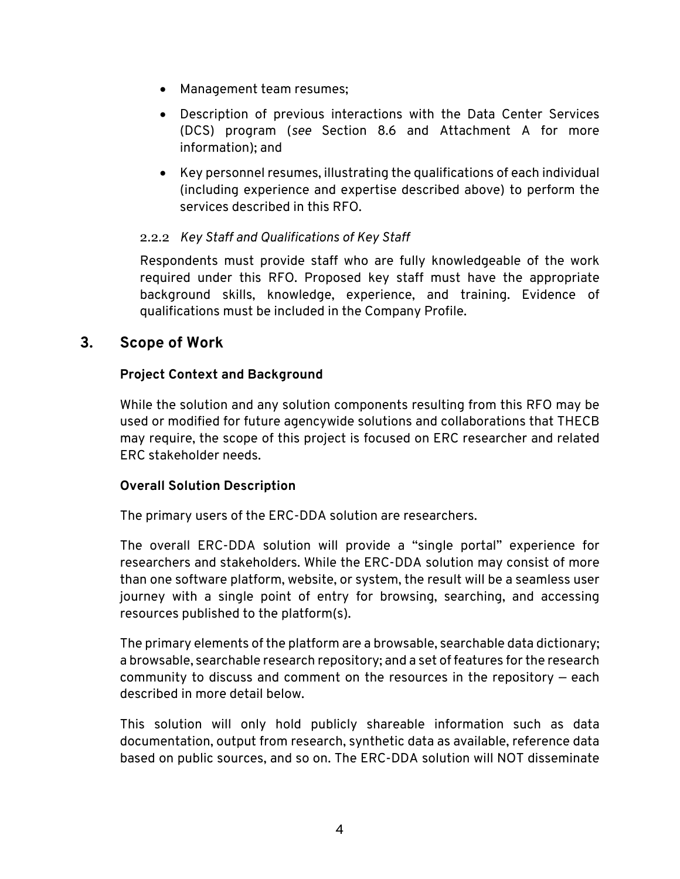- Management team resumes;
- Description of previous interactions with the Data Center Services (DCS) program (*see* Section 8.6 and Attachment A for more information); and
- Key personnel resumes, illustrating the qualifications of each individual (including experience and expertise described above) to perform the services described in this RFO.

#### 2.2.2 *Key Staff and Qualifications of Key Staff*

Respondents must provide staff who are fully knowledgeable of the work required under this RFO. Proposed key staff must have the appropriate background skills, knowledge, experience, and training. Evidence of qualifications must be included in the Company Profile.

## 3. Scope of Work

**Project Context and Background**

While the solution and any solution components resulting from this RFO may be used or modified for future agencywide solutions and collaborations that THECB may require, the scope of this project is focused on ERC researcher and related ERC stakeholder needs.

**Overall Solution Description**

The primary users of the ERC-DDA solution are researchers.

The overall ERC-DDA solution will provide a "single portal" experience for researchers and stakeholders. While the ERC-DDA solution may consist of more than one software platform, website, or system, the result will be a seamless user journey with a single point of entry for browsing, searching, and accessing resources published to the platform(s).

The primary elements of the platform are a browsable, searchable data dictionary; a browsable, searchable research repository; and a set of features for the research community to discuss and comment on the resources in the repository — each described in more detail below.

This solution will only hold publicly shareable information such as data documentation, output from research, synthetic data as available, reference data based on public sources, and so on. The ERC-DDA solution will NOT disseminate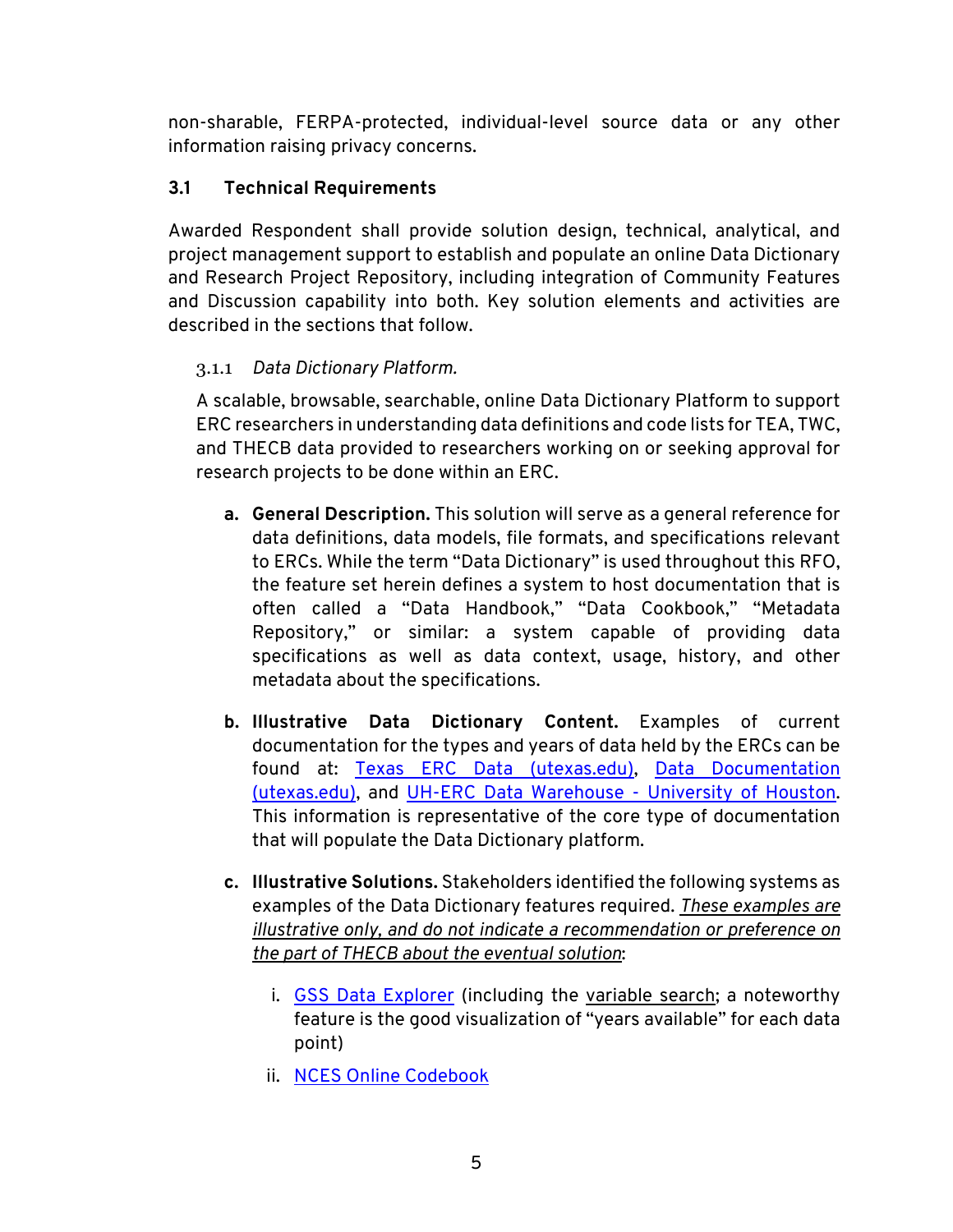non-sharable, FERPA-protected, individual-level source data or any other information raising privacy concerns.

### 3.1 Technical Requirements

Awarded Respondent shall provide solution design, technical, analytical, and project management support to establish and populate an online Data Dictionary and Research Project Repository, including integration of Community Features and Discussion capability into both. Key solution elements and activities are described in the sections that follow.

#### 3.1.1 *Data Dictionary Platform.*

A scalable, browsable, searchable, online Data Dictionary Platform to support ERC researchers in understanding data definitions and code lists for TEA, TWC, and THECB data provided to researchers working on or seeking approval for research projects to be done within an ERC.

a. **General Description.** This solution will serve as a general reference for data definitions, data models, file formats, and specifications relevant to ERCs. While the term "Data Dictionary" is used throughout this RFO, the feature set herein defines a system to host documentation that is often called a "Data Handbook," "Data Cookbook," "Metadata Repository," or similar: a system capable of providing data specifications as well as data context, usage, history, and other metadata about the specifications.

b. **Illustrative Data Dictionary Content.** Examples of current documentation for the types and years of data held by the ERCs can be found at: Texas ERC Data (utexas.edu), Data Documentation (utexas.edu), and UH-ERC Data Warehouse - University of Houston. This information is representative of the core type of documentation that will populate the Data Dictionary platform.

c. **Illustrative Solutions.** Stakeholders identified the following systems as examples of the Data Dictionary features required. ***These examples are illustrative only, and do not indicate a recommendation or preference on the part of THECB about the eventual solution***:

   i. GSS Data Explorer (including the variable search; a noteworthy feature is the good visualization of "years available" for each data point)

   ii. NCES Online Codebook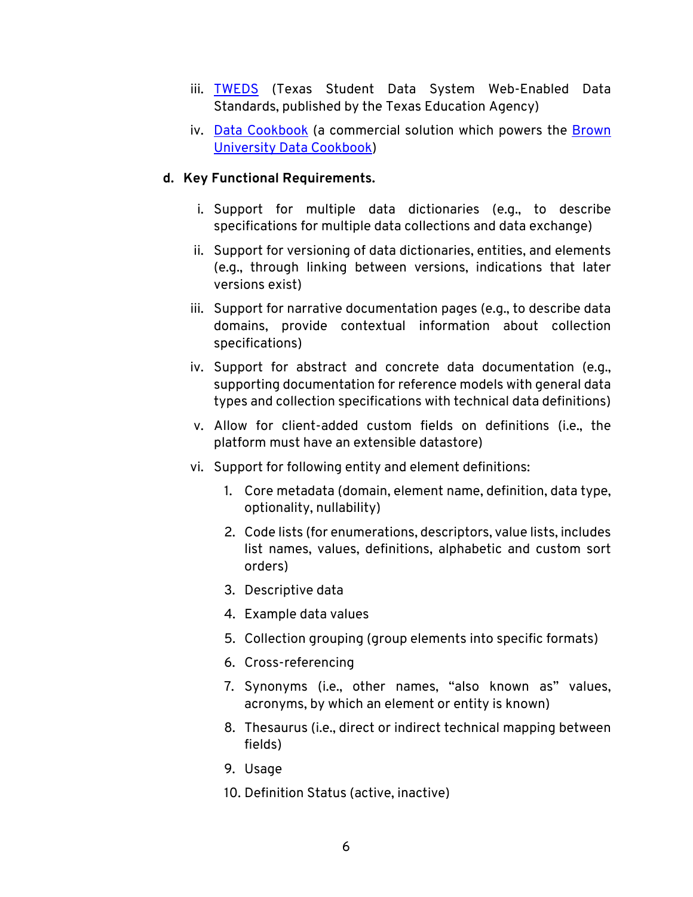iii. [TWEDS](#) (Texas Student Data System Web-Enabled Data Standards, published by the Texas Education Agency)

iv. [Data Cookbook](#) (a commercial solution which powers the [Brown University Data Cookbook](#))

**d. Key Functional Requirements.**

i. Support for multiple data dictionaries (e.g., to describe specifications for multiple data collections and data exchange)

ii. Support for versioning of data dictionaries, entities, and elements (e.g., through linking between versions, indications that later versions exist)

iii. Support for narrative documentation pages (e.g., to describe data domains, provide contextual information about collection specifications)

iv. Support for abstract and concrete data documentation (e.g., supporting documentation for reference models with general data types and collection specifications with technical data definitions)

v. Allow for client-added custom fields on definitions (i.e., the platform must have an extensible datastore)

vi. Support for following entity and element definitions:

1. Core metadata (domain, element name, definition, data type, optionality, nullability)
2. Code lists (for enumerations, descriptors, value lists, includes list names, values, definitions, alphabetic and custom sort orders)
3. Descriptive data
4. Example data values
5. Collection grouping (group elements into specific formats)
6. Cross-referencing
7. Synonyms (i.e., other names, "also known as" values, acronyms, by which an element or entity is known)
8. Thesaurus (i.e., direct or indirect technical mapping between fields)
9. Usage
10. Definition Status (active, inactive)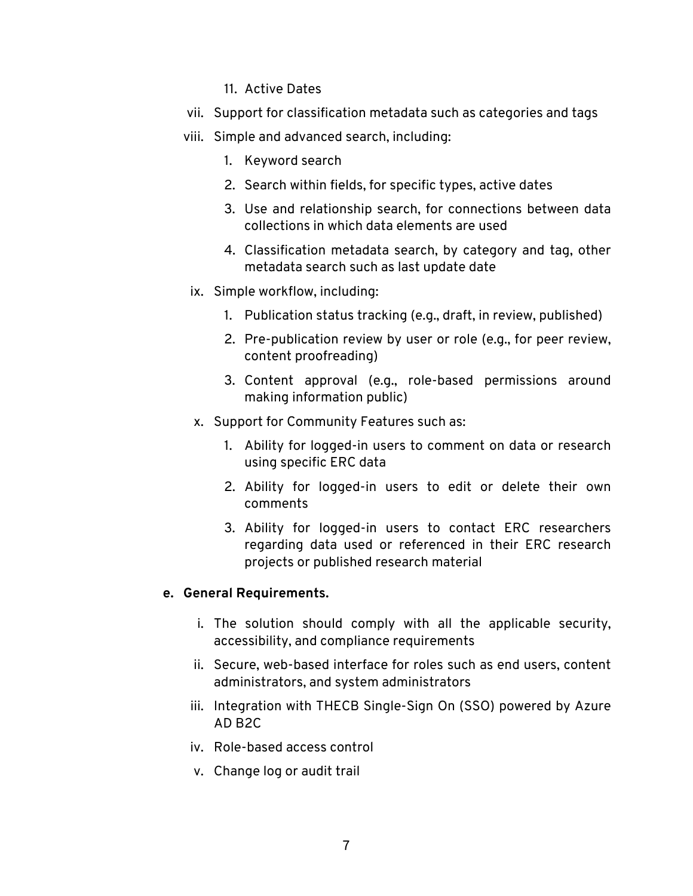11. Active Dates

vii. Support for classification metadata such as categories and tags

viii. Simple and advanced search, including:

   1. Keyword search
   2. Search within fields, for specific types, active dates
   3. Use and relationship search, for connections between data collections in which data elements are used
   4. Classification metadata search, by category and tag, other metadata search such as last update date

ix. Simple workflow, including:

   1. Publication status tracking (e.g., draft, in review, published)
   2. Pre-publication review by user or role (e.g., for peer review, content proofreading)
   3. Content approval (e.g., role-based permissions around making information public)

x. Support for Community Features such as:

   1. Ability for logged-in users to comment on data or research using specific ERC data
   2. Ability for logged-in users to edit or delete their own comments
   3. Ability for logged-in users to contact ERC researchers regarding data used or referenced in their ERC research projects or published research material

**e. General Requirements.**

i. The solution should comply with all the applicable security, accessibility, and compliance requirements

ii. Secure, web-based interface for roles such as end users, content administrators, and system administrators

iii. Integration with THECB Single-Sign On (SSO) powered by Azure AD B2C

iv. Role-based access control

v. Change log or audit trail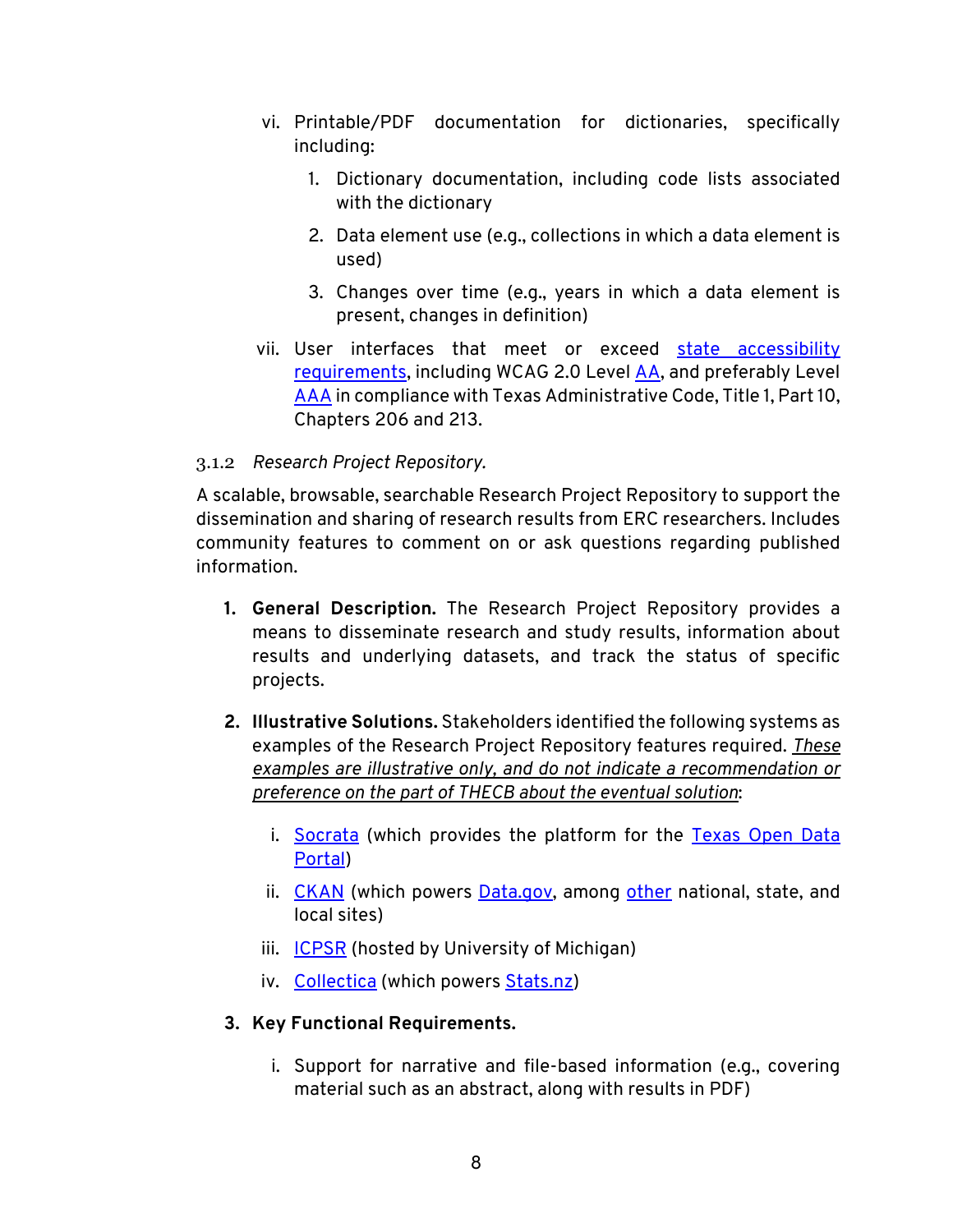vi. Printable/PDF documentation for dictionaries, specifically including:

   1. Dictionary documentation, including code lists associated with the dictionary

   2. Data element use (e.g., collections in which a data element is used)

   3. Changes over time (e.g., years in which a data element is present, changes in definition)

vii. User interfaces that meet or exceed state accessibility requirements, including WCAG 2.0 Level AA, and preferably Level AAA in compliance with Texas Administrative Code, Title 1, Part 10, Chapters 206 and 213.

### 3.1.2 *Research Project Repository.*

A scalable, browsable, searchable Research Project Repository to support the dissemination and sharing of research results from ERC researchers. Includes community features to comment on or ask questions regarding published information.

1. **General Description.** The Research Project Repository provides a means to disseminate research and study results, information about results and underlying datasets, and track the status of specific projects.

2. **Illustrative Solutions.** Stakeholders identified the following systems as examples of the Research Project Repository features required. *These examples are illustrative only, and do not indicate a recommendation or preference on the part of THECB about the eventual solution*:

   i. Socrata (which provides the platform for the Texas Open Data Portal)

   ii. CKAN (which powers Data.gov, among other national, state, and local sites)

   iii. ICPSR (hosted by University of Michigan)

   iv. Collectica (which powers Stats.nz)

3. **Key Functional Requirements.**

   i. Support for narrative and file-based information (e.g., covering material such as an abstract, along with results in PDF)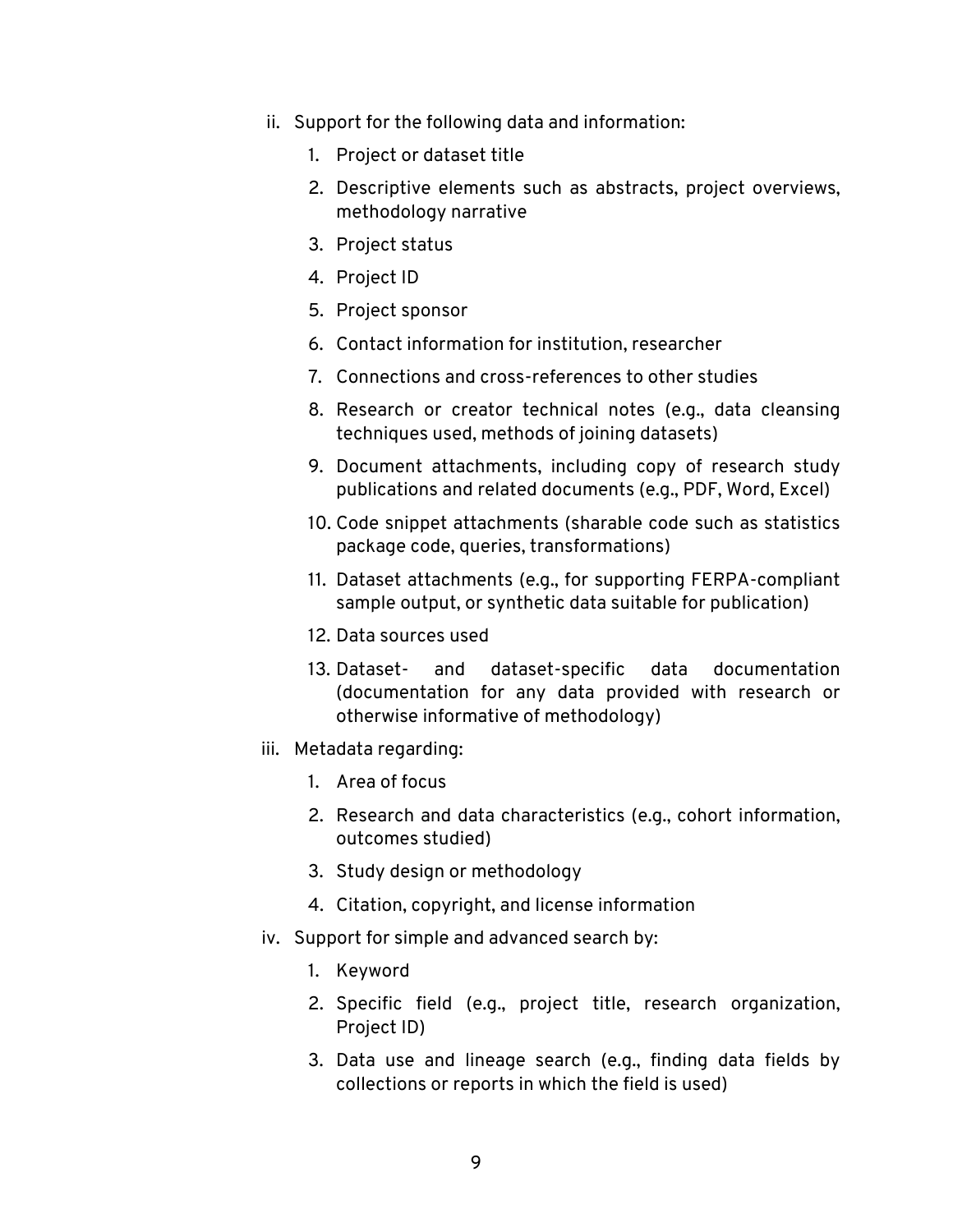ii. Support for the following data and information:

   1. Project or dataset title
   2. Descriptive elements such as abstracts, project overviews, methodology narrative
   3. Project status
   4. Project ID
   5. Project sponsor
   6. Contact information for institution, researcher
   7. Connections and cross-references to other studies
   8. Research or creator technical notes (e.g., data cleansing techniques used, methods of joining datasets)
   9. Document attachments, including copy of research study publications and related documents (e.g., PDF, Word, Excel)
   10. Code snippet attachments (sharable code such as statistics package code, queries, transformations)
   11. Dataset attachments (e.g., for supporting FERPA-compliant sample output, or synthetic data suitable for publication)
   12. Data sources used
   13. Dataset- and dataset-specific data documentation (documentation for any data provided with research or otherwise informative of methodology)

iii. Metadata regarding:

   1. Area of focus
   2. Research and data characteristics (e.g., cohort information, outcomes studied)
   3. Study design or methodology
   4. Citation, copyright, and license information

iv. Support for simple and advanced search by:

   1. Keyword
   2. Specific field (e.g., project title, research organization, Project ID)
   3. Data use and lineage search (e.g., finding data fields by collections or reports in which the field is used)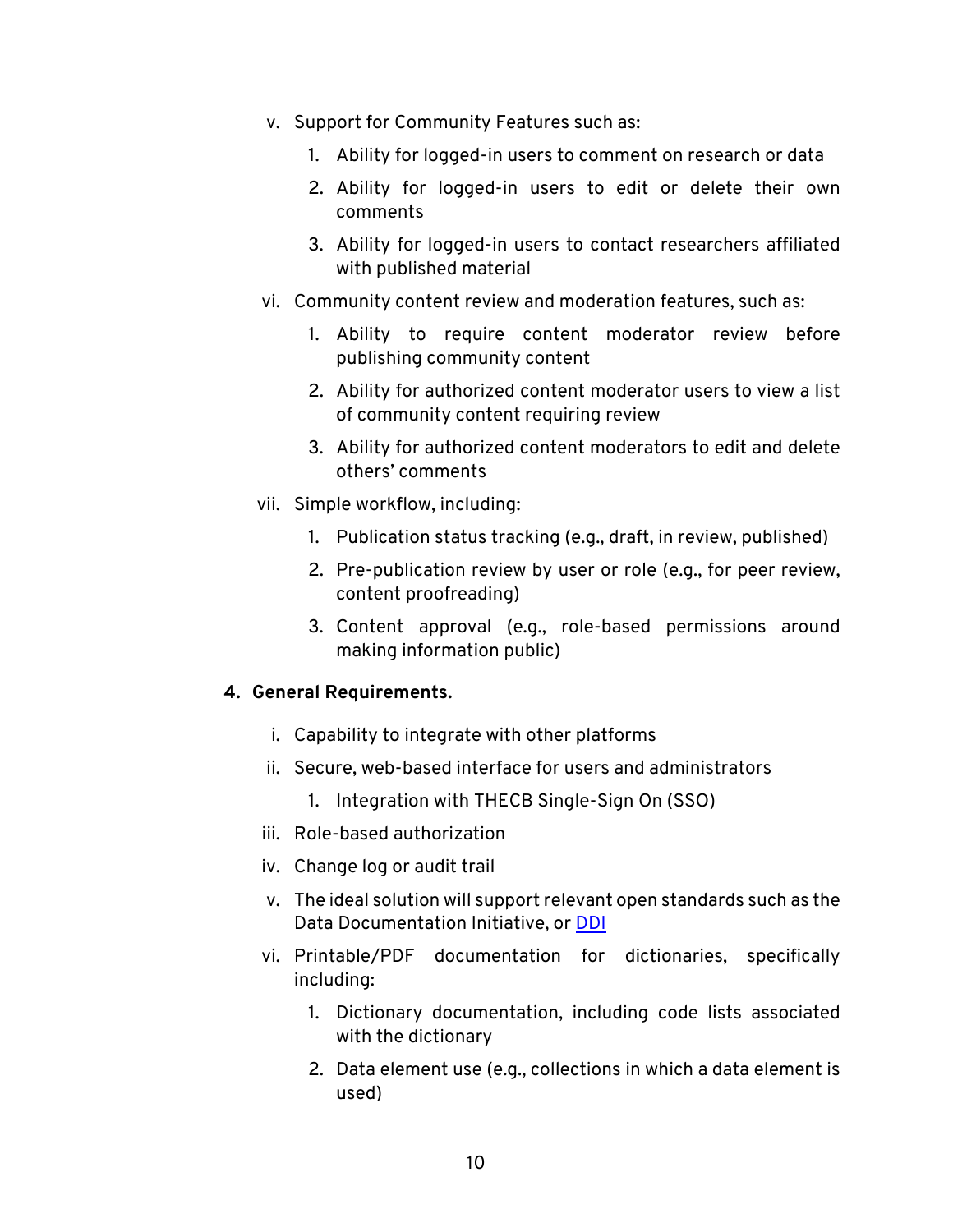v. Support for Community Features such as:

   1. Ability for logged-in users to comment on research or data
   2. Ability for logged-in users to edit or delete their own comments
   3. Ability for logged-in users to contact researchers affiliated with published material

vi. Community content review and moderation features, such as:

   1. Ability to require content moderator review before publishing community content
   2. Ability for authorized content moderator users to view a list of community content requiring review
   3. Ability for authorized content moderators to edit and delete others' comments

vii. Simple workflow, including:

   1. Publication status tracking (e.g., draft, in review, published)
   2. Pre-publication review by user or role (e.g., for peer review, content proofreading)
   3. Content approval (e.g., role-based permissions around making information public)

**4. General Requirements.**

i. Capability to integrate with other platforms

ii. Secure, web-based interface for users and administrators

   1. Integration with THECB Single-Sign On (SSO)

iii. Role-based authorization

iv. Change log or audit trail

v. The ideal solution will support relevant open standards such as the Data Documentation Initiative, or DDI

vi. Printable/PDF documentation for dictionaries, specifically including:

   1. Dictionary documentation, including code lists associated with the dictionary
   2. Data element use (e.g., collections in which a data element is used)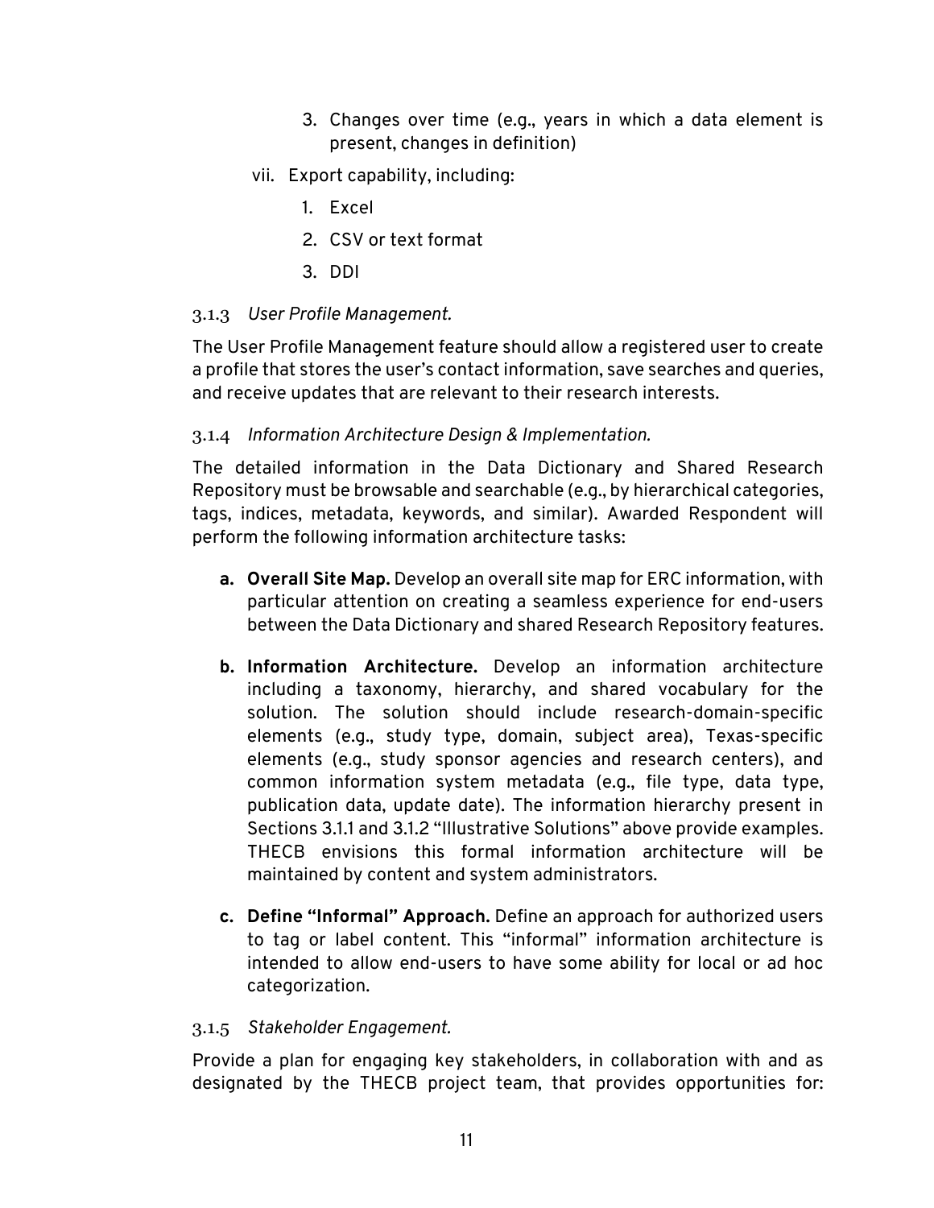3. Changes over time (e.g., years in which a data element is present, changes in definition)

vii. Export capability, including:

1. Excel
2. CSV or text format
3. DDI

### 3.1.3 *User Profile Management.*

The User Profile Management feature should allow a registered user to create a profile that stores the user's contact information, save searches and queries, and receive updates that are relevant to their research interests.

### 3.1.4 *Information Architecture Design & Implementation.*

The detailed information in the Data Dictionary and Shared Research Repository must be browsable and searchable (e.g., by hierarchical categories, tags, indices, metadata, keywords, and similar). Awarded Respondent will perform the following information architecture tasks:

**a. Overall Site Map.** Develop an overall site map for ERC information, with particular attention on creating a seamless experience for end-users between the Data Dictionary and shared Research Repository features.

**b. Information Architecture.** Develop an information architecture including a taxonomy, hierarchy, and shared vocabulary for the solution. The solution should include research-domain-specific elements (e.g., study type, domain, subject area), Texas-specific elements (e.g., study sponsor agencies and research centers), and common information system metadata (e.g., file type, data type, publication data, update date). The information hierarchy present in Sections 3.1.1 and 3.1.2 "Illustrative Solutions" above provide examples. THECB envisions this formal information architecture will be maintained by content and system administrators.

**c. Define "Informal" Approach.** Define an approach for authorized users to tag or label content. This "informal" information architecture is intended to allow end-users to have some ability for local or ad hoc categorization.

### 3.1.5 *Stakeholder Engagement.*

Provide a plan for engaging key stakeholders, in collaboration with and as designated by the THECB project team, that provides opportunities for: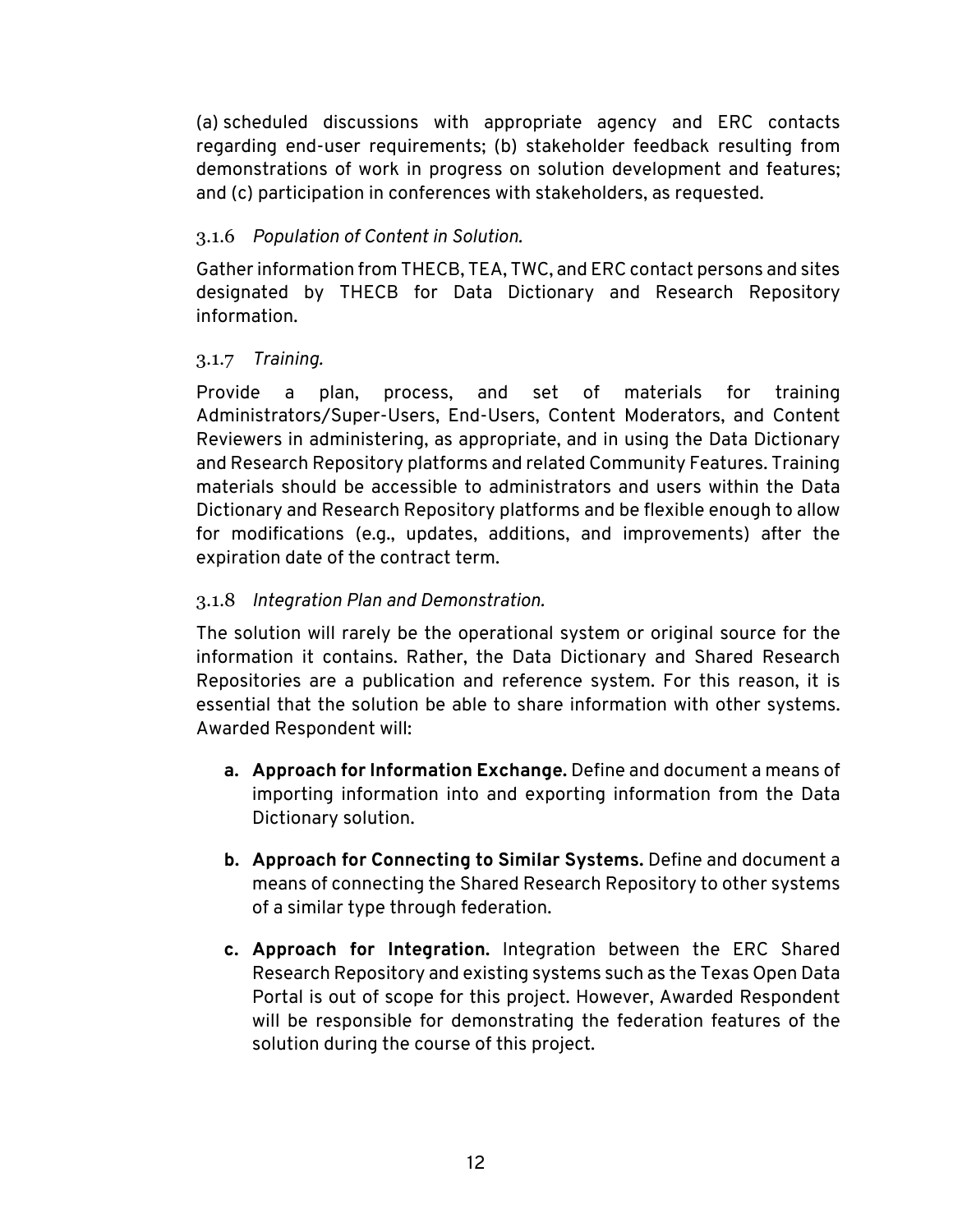(a) scheduled discussions with appropriate agency and ERC contacts regarding end-user requirements; (b) stakeholder feedback resulting from demonstrations of work in progress on solution development and features; and (c) participation in conferences with stakeholders, as requested.

#### 3.1.6 *Population of Content in Solution.*

Gather information from THECB, TEA, TWC, and ERC contact persons and sites designated by THECB for Data Dictionary and Research Repository information.

#### 3.1.7 *Training.*

Provide a plan, process, and set of materials for training Administrators/Super-Users, End-Users, Content Moderators, and Content Reviewers in administering, as appropriate, and in using the Data Dictionary and Research Repository platforms and related Community Features. Training materials should be accessible to administrators and users within the Data Dictionary and Research Repository platforms and be flexible enough to allow for modifications (e.g., updates, additions, and improvements) after the expiration date of the contract term.

#### 3.1.8 *Integration Plan and Demonstration.*

The solution will rarely be the operational system or original source for the information it contains. Rather, the Data Dictionary and Shared Research Repositories are a publication and reference system. For this reason, it is essential that the solution be able to share information with other systems. Awarded Respondent will:

a. **Approach for Information Exchange.** Define and document a means of importing information into and exporting information from the Data Dictionary solution.

b. **Approach for Connecting to Similar Systems.** Define and document a means of connecting the Shared Research Repository to other systems of a similar type through federation.

c. **Approach for Integration.** Integration between the ERC Shared Research Repository and existing systems such as the Texas Open Data Portal is out of scope for this project. However, Awarded Respondent will be responsible for demonstrating the federation features of the solution during the course of this project.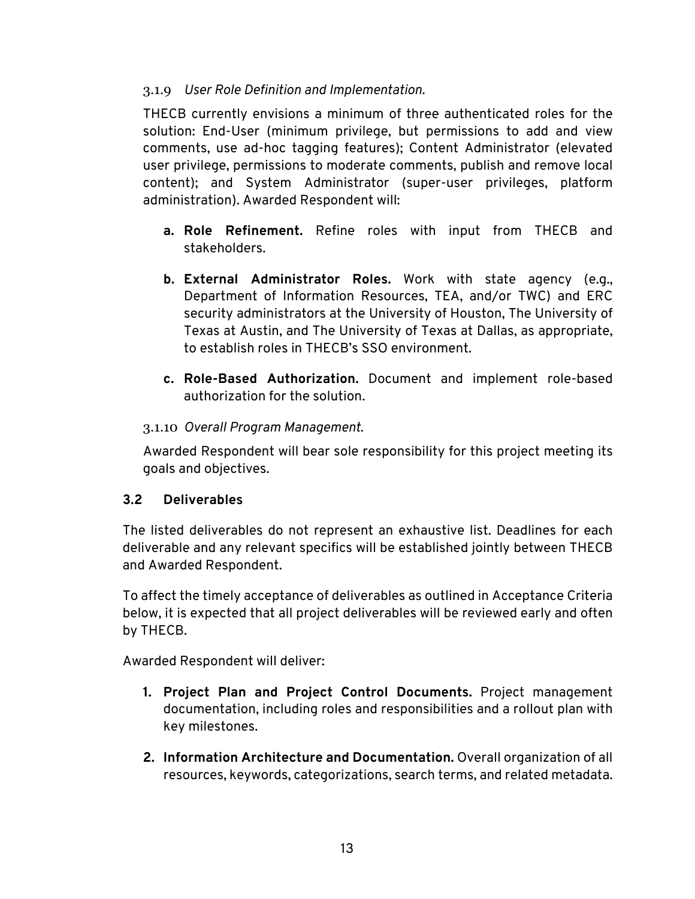#### 3.1.9 *User Role Definition and Implementation.*

THECB currently envisions a minimum of three authenticated roles for the solution: End-User (minimum privilege, but permissions to add and view comments, use ad-hoc tagging features); Content Administrator (elevated user privilege, permissions to moderate comments, publish and remove local content); and System Administrator (super-user privileges, platform administration). Awarded Respondent will:

a. **Role Refinement.** Refine roles with input from THECB and stakeholders.

b. **External Administrator Roles.** Work with state agency (e.g., Department of Information Resources, TEA, and/or TWC) and ERC security administrators at the University of Houston, The University of Texas at Austin, and The University of Texas at Dallas, as appropriate, to establish roles in THECB's SSO environment.

c. **Role-Based Authorization.** Document and implement role-based authorization for the solution.

#### 3.1.10 *Overall Program Management.*

Awarded Respondent will bear sole responsibility for this project meeting its goals and objectives.

### 3.2 Deliverables

The listed deliverables do not represent an exhaustive list. Deadlines for each deliverable and any relevant specifics will be established jointly between THECB and Awarded Respondent.

To affect the timely acceptance of deliverables as outlined in Acceptance Criteria below, it is expected that all project deliverables will be reviewed early and often by THECB.

Awarded Respondent will deliver:

1. **Project Plan and Project Control Documents.** Project management documentation, including roles and responsibilities and a rollout plan with key milestones.

2. **Information Architecture and Documentation.** Overall organization of all resources, keywords, categorizations, search terms, and related metadata.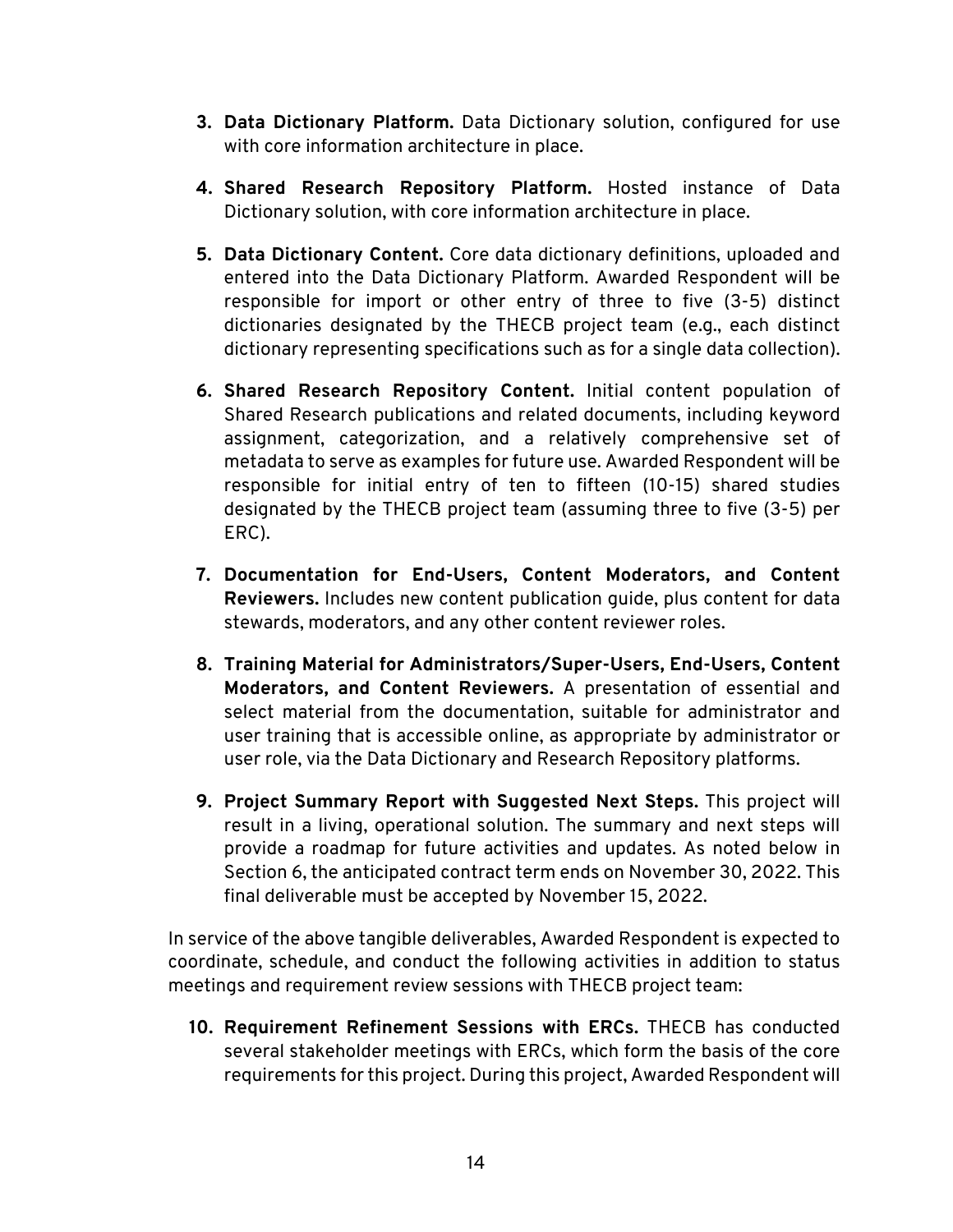3. **Data Dictionary Platform.** Data Dictionary solution, configured for use with core information architecture in place.

4. **Shared Research Repository Platform.** Hosted instance of Data Dictionary solution, with core information architecture in place.

5. **Data Dictionary Content.** Core data dictionary definitions, uploaded and entered into the Data Dictionary Platform. Awarded Respondent will be responsible for import or other entry of three to five (3-5) distinct dictionaries designated by the THECB project team (e.g., each distinct dictionary representing specifications such as for a single data collection).

6. **Shared Research Repository Content.** Initial content population of Shared Research publications and related documents, including keyword assignment, categorization, and a relatively comprehensive set of metadata to serve as examples for future use. Awarded Respondent will be responsible for initial entry of ten to fifteen (10-15) shared studies designated by the THECB project team (assuming three to five (3-5) per ERC).

7. **Documentation for End-Users, Content Moderators, and Content Reviewers.** Includes new content publication guide, plus content for data stewards, moderators, and any other content reviewer roles.

8. **Training Material for Administrators/Super-Users, End-Users, Content Moderators, and Content Reviewers.** A presentation of essential and select material from the documentation, suitable for administrator and user training that is accessible online, as appropriate by administrator or user role, via the Data Dictionary and Research Repository platforms.

9. **Project Summary Report with Suggested Next Steps.** This project will result in a living, operational solution. The summary and next steps will provide a roadmap for future activities and updates. As noted below in Section 6, the anticipated contract term ends on November 30, 2022. This final deliverable must be accepted by November 15, 2022.

In service of the above tangible deliverables, Awarded Respondent is expected to coordinate, schedule, and conduct the following activities in addition to status meetings and requirement review sessions with THECB project team:

10. **Requirement Refinement Sessions with ERCs.** THECB has conducted several stakeholder meetings with ERCs, which form the basis of the core requirements for this project. During this project, Awarded Respondent will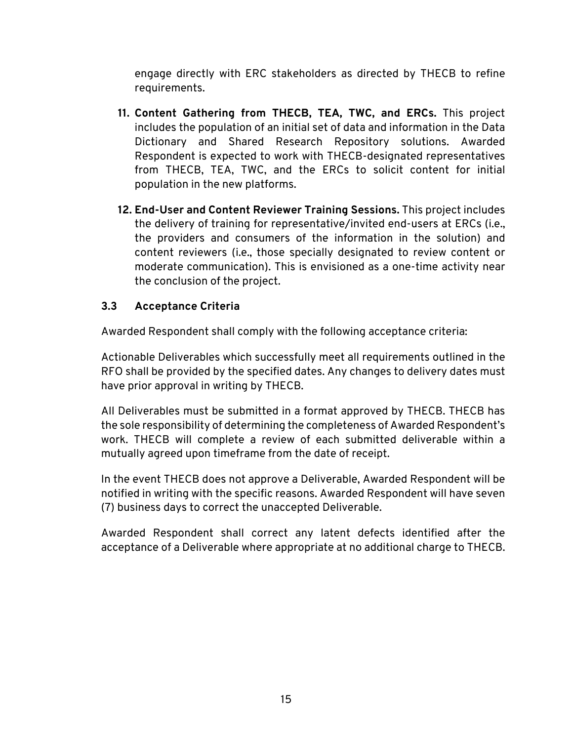engage directly with ERC stakeholders as directed by THECB to refine requirements.

11. **Content Gathering from THECB, TEA, TWC, and ERCs.** This project includes the population of an initial set of data and information in the Data Dictionary and Shared Research Repository solutions. Awarded Respondent is expected to work with THECB-designated representatives from THECB, TEA, TWC, and the ERCs to solicit content for initial population in the new platforms.

12. **End-User and Content Reviewer Training Sessions.** This project includes the delivery of training for representative/invited end-users at ERCs (i.e., the providers and consumers of the information in the solution) and content reviewers (i.e., those specially designated to review content or moderate communication). This is envisioned as a one-time activity near the conclusion of the project.

### 3.3 Acceptance Criteria

Awarded Respondent shall comply with the following acceptance criteria:

Actionable Deliverables which successfully meet all requirements outlined in the RFO shall be provided by the specified dates. Any changes to delivery dates must have prior approval in writing by THECB.

All Deliverables must be submitted in a format approved by THECB. THECB has the sole responsibility of determining the completeness of Awarded Respondent's work. THECB will complete a review of each submitted deliverable within a mutually agreed upon timeframe from the date of receipt.

In the event THECB does not approve a Deliverable, Awarded Respondent will be notified in writing with the specific reasons. Awarded Respondent will have seven (7) business days to correct the unaccepted Deliverable.

Awarded Respondent shall correct any latent defects identified after the acceptance of a Deliverable where appropriate at no additional charge to THECB.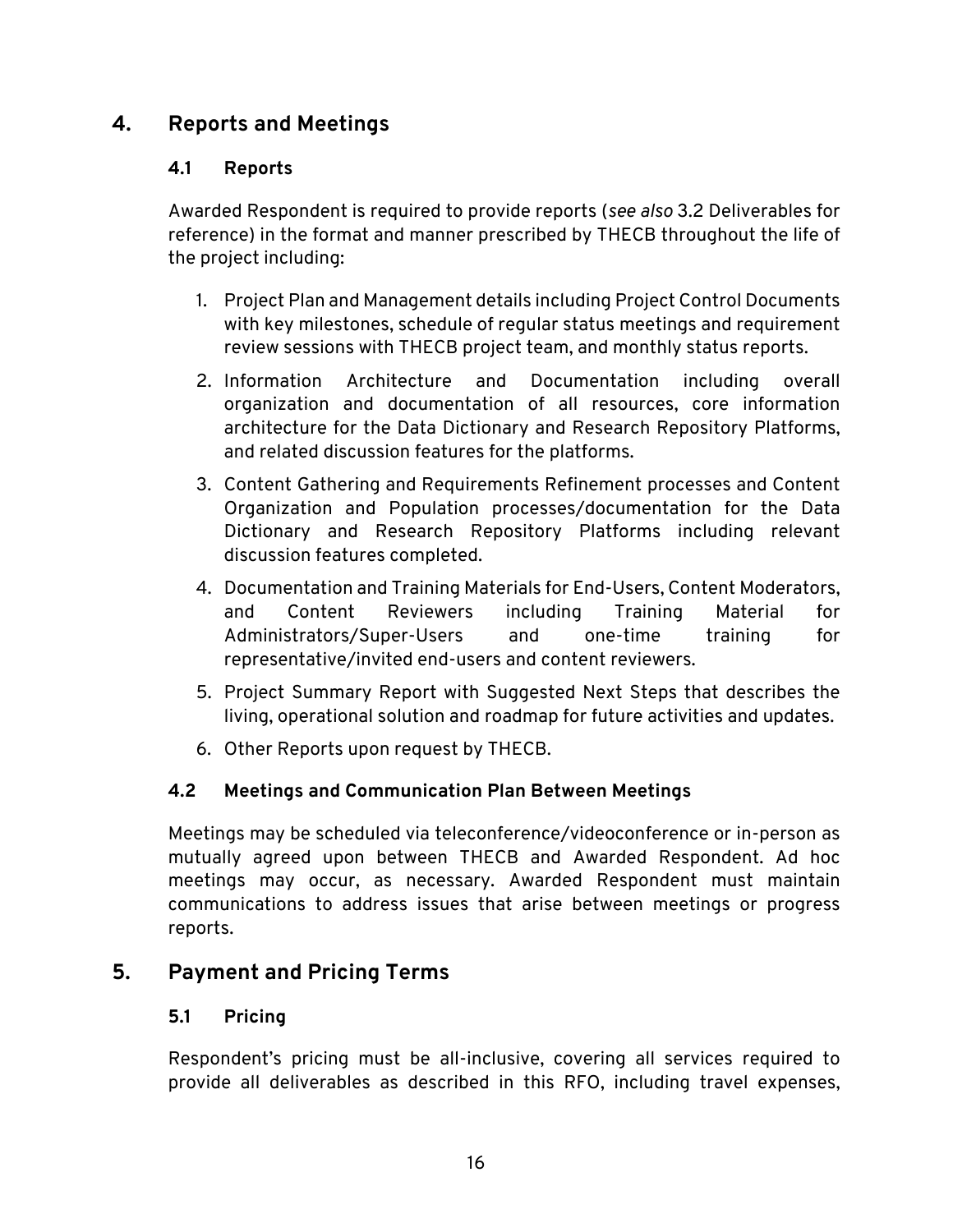## 4. Reports and Meetings

### 4.1 Reports

Awarded Respondent is required to provide reports (*see also* 3.2 Deliverables for reference) in the format and manner prescribed by THECB throughout the life of the project including:

1. Project Plan and Management details including Project Control Documents with key milestones, schedule of regular status meetings and requirement review sessions with THECB project team, and monthly status reports.
2. Information Architecture and Documentation including overall organization and documentation of all resources, core information architecture for the Data Dictionary and Research Repository Platforms, and related discussion features for the platforms.
3. Content Gathering and Requirements Refinement processes and Content Organization and Population processes/documentation for the Data Dictionary and Research Repository Platforms including relevant discussion features completed.
4. Documentation and Training Materials for End-Users, Content Moderators, and Content Reviewers including Training Material for Administrators/Super-Users and one-time training for representative/invited end-users and content reviewers.
5. Project Summary Report with Suggested Next Steps that describes the living, operational solution and roadmap for future activities and updates.
6. Other Reports upon request by THECB.

### 4.2 Meetings and Communication Plan Between Meetings

Meetings may be scheduled via teleconference/videoconference or in-person as mutually agreed upon between THECB and Awarded Respondent. Ad hoc meetings may occur, as necessary. Awarded Respondent must maintain communications to address issues that arise between meetings or progress reports.

## 5. Payment and Pricing Terms

### 5.1 Pricing

Respondent's pricing must be all-inclusive, covering all services required to provide all deliverables as described in this RFO, including travel expenses,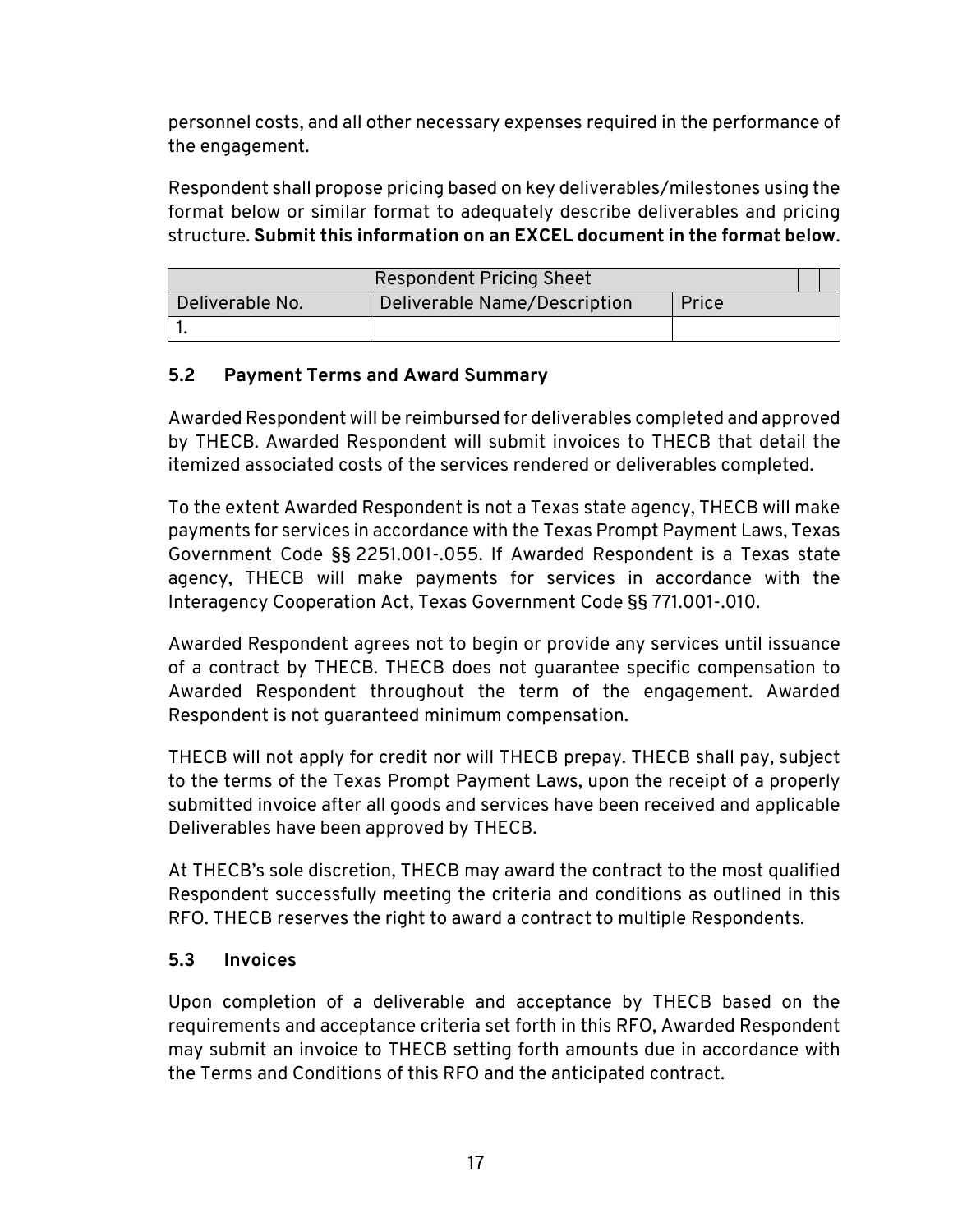personnel costs, and all other necessary expenses required in the performance of the engagement.

Respondent shall propose pricing based on key deliverables/milestones using the format below or similar format to adequately describe deliverables and pricing structure. **Submit this information on an EXCEL document in the format below**.

| Respondent Pricing Sheet | | |
|---|---|---|
| Deliverable No. | Deliverable Name/Description | Price |
| 1. | | |

### 5.2 Payment Terms and Award Summary

Awarded Respondent will be reimbursed for deliverables completed and approved by THECB. Awarded Respondent will submit invoices to THECB that detail the itemized associated costs of the services rendered or deliverables completed.

To the extent Awarded Respondent is not a Texas state agency, THECB will make payments for services in accordance with the Texas Prompt Payment Laws, Texas Government Code §§ 2251.001-.055. If Awarded Respondent is a Texas state agency, THECB will make payments for services in accordance with the Interagency Cooperation Act, Texas Government Code §§ 771.001-.010.

Awarded Respondent agrees not to begin or provide any services until issuance of a contract by THECB. THECB does not guarantee specific compensation to Awarded Respondent throughout the term of the engagement. Awarded Respondent is not guaranteed minimum compensation.

THECB will not apply for credit nor will THECB prepay. THECB shall pay, subject to the terms of the Texas Prompt Payment Laws, upon the receipt of a properly submitted invoice after all goods and services have been received and applicable Deliverables have been approved by THECB.

At THECB's sole discretion, THECB may award the contract to the most qualified Respondent successfully meeting the criteria and conditions as outlined in this RFO. THECB reserves the right to award a contract to multiple Respondents.

### 5.3 Invoices

Upon completion of a deliverable and acceptance by THECB based on the requirements and acceptance criteria set forth in this RFO, Awarded Respondent may submit an invoice to THECB setting forth amounts due in accordance with the Terms and Conditions of this RFO and the anticipated contract.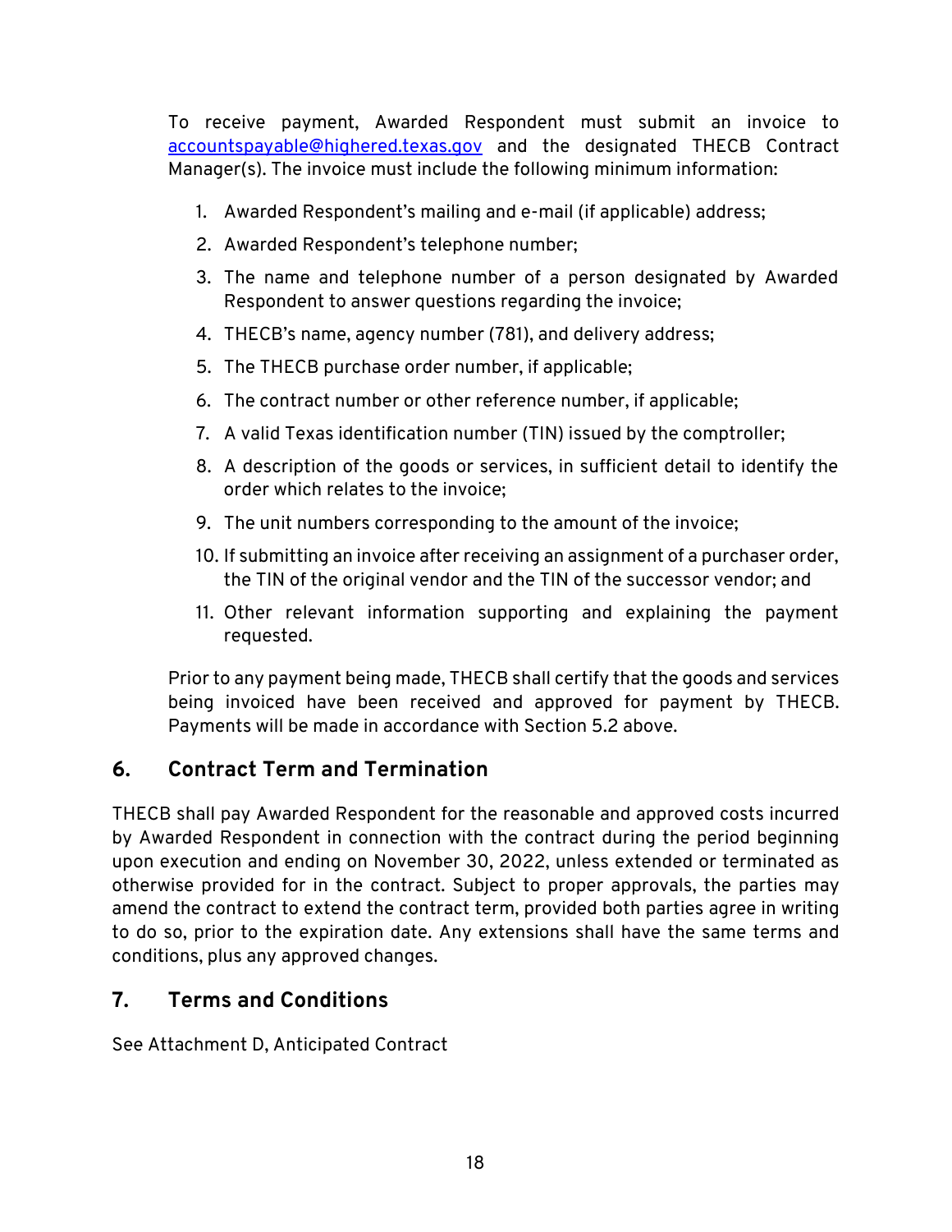To receive payment, Awarded Respondent must submit an invoice to accountspayable@highered.texas.gov and the designated THECB Contract Manager(s). The invoice must include the following minimum information:

1. Awarded Respondent's mailing and e-mail (if applicable) address;
2. Awarded Respondent's telephone number;
3. The name and telephone number of a person designated by Awarded Respondent to answer questions regarding the invoice;
4. THECB's name, agency number (781), and delivery address;
5. The THECB purchase order number, if applicable;
6. The contract number or other reference number, if applicable;
7. A valid Texas identification number (TIN) issued by the comptroller;
8. A description of the goods or services, in sufficient detail to identify the order which relates to the invoice;
9. The unit numbers corresponding to the amount of the invoice;
10. If submitting an invoice after receiving an assignment of a purchaser order, the TIN of the original vendor and the TIN of the successor vendor; and
11. Other relevant information supporting and explaining the payment requested.

Prior to any payment being made, THECB shall certify that the goods and services being invoiced have been received and approved for payment by THECB. Payments will be made in accordance with Section 5.2 above.

## 6. Contract Term and Termination

THECB shall pay Awarded Respondent for the reasonable and approved costs incurred by Awarded Respondent in connection with the contract during the period beginning upon execution and ending on November 30, 2022, unless extended or terminated as otherwise provided for in the contract. Subject to proper approvals, the parties may amend the contract to extend the contract term, provided both parties agree in writing to do so, prior to the expiration date. Any extensions shall have the same terms and conditions, plus any approved changes.

## 7. Terms and Conditions

See Attachment D, Anticipated Contract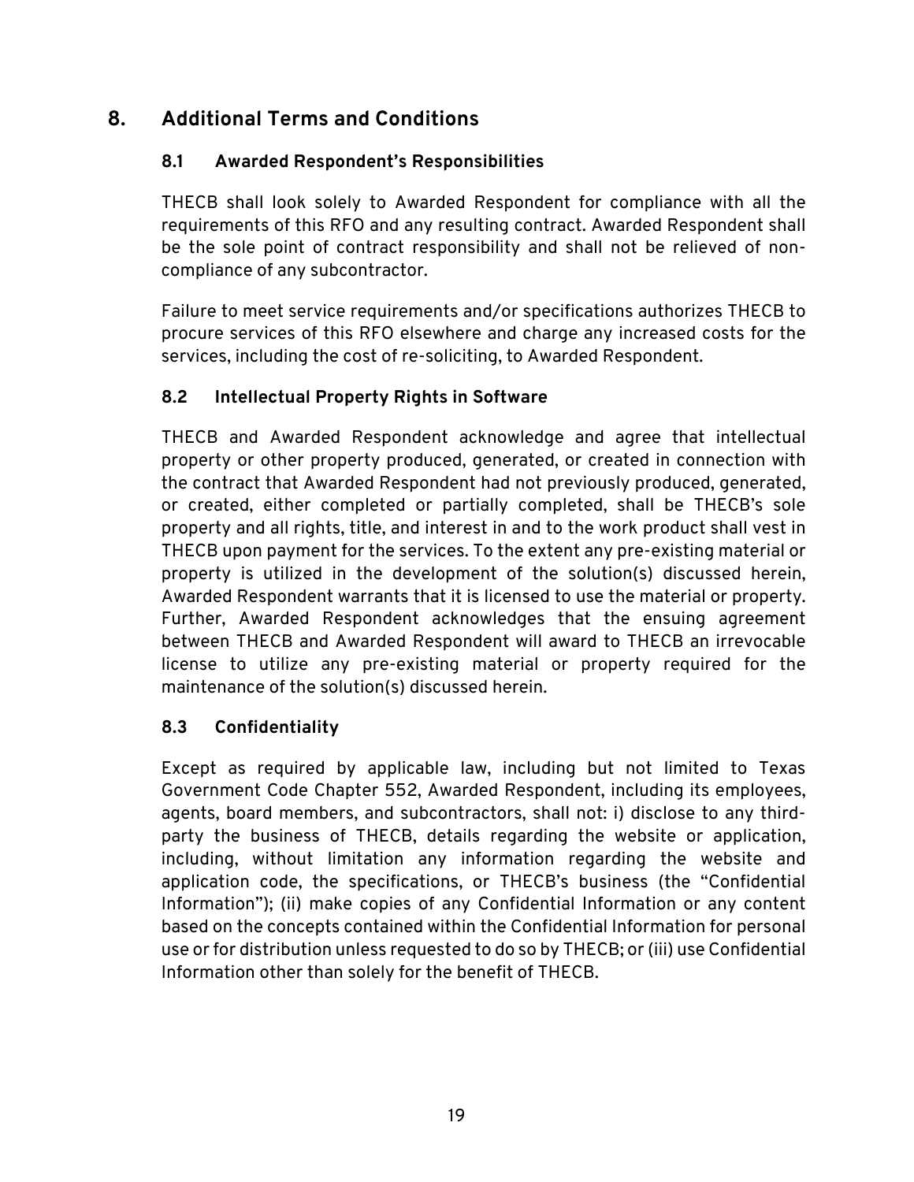# 8. Additional Terms and Conditions

## 8.1 Awarded Respondent's Responsibilities

THECB shall look solely to Awarded Respondent for compliance with all the requirements of this RFO and any resulting contract. Awarded Respondent shall be the sole point of contract responsibility and shall not be relieved of non-compliance of any subcontractor.

Failure to meet service requirements and/or specifications authorizes THECB to procure services of this RFO elsewhere and charge any increased costs for the services, including the cost of re-soliciting, to Awarded Respondent.

## 8.2 Intellectual Property Rights in Software

THECB and Awarded Respondent acknowledge and agree that intellectual property or other property produced, generated, or created in connection with the contract that Awarded Respondent had not previously produced, generated, or created, either completed or partially completed, shall be THECB's sole property and all rights, title, and interest in and to the work product shall vest in THECB upon payment for the services. To the extent any pre-existing material or property is utilized in the development of the solution(s) discussed herein, Awarded Respondent warrants that it is licensed to use the material or property. Further, Awarded Respondent acknowledges that the ensuing agreement between THECB and Awarded Respondent will award to THECB an irrevocable license to utilize any pre-existing material or property required for the maintenance of the solution(s) discussed herein.

## 8.3 Confidentiality

Except as required by applicable law, including but not limited to Texas Government Code Chapter 552, Awarded Respondent, including its employees, agents, board members, and subcontractors, shall not: i) disclose to any third-party the business of THECB, details regarding the website or application, including, without limitation any information regarding the website and application code, the specifications, or THECB's business (the "Confidential Information"); (ii) make copies of any Confidential Information or any content based on the concepts contained within the Confidential Information for personal use or for distribution unless requested to do so by THECB; or (iii) use Confidential Information other than solely for the benefit of THECB.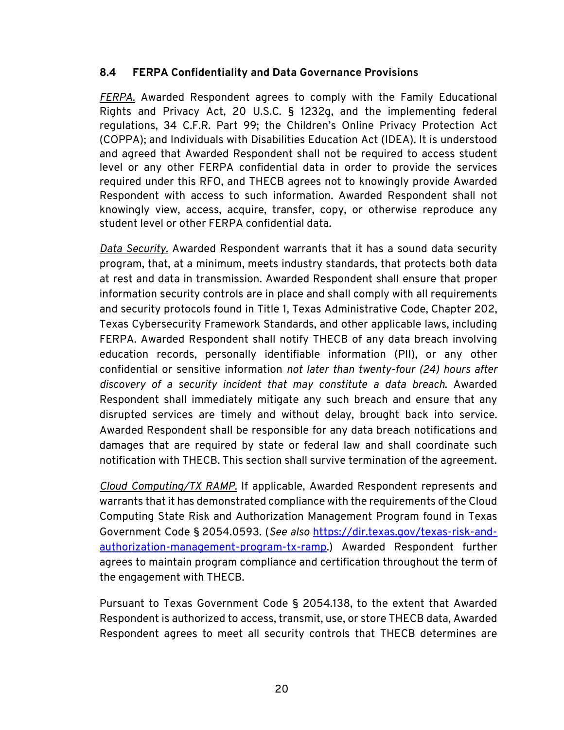### 8.4 FERPA Confidentiality and Data Governance Provisions

*FERPA.* Awarded Respondent agrees to comply with the Family Educational Rights and Privacy Act, 20 U.S.C. § 1232g, and the implementing federal regulations, 34 C.F.R. Part 99; the Children's Online Privacy Protection Act (COPPA); and Individuals with Disabilities Education Act (IDEA). It is understood and agreed that Awarded Respondent shall not be required to access student level or any other FERPA confidential data in order to provide the services required under this RFO, and THECB agrees not to knowingly provide Awarded Respondent with access to such information. Awarded Respondent shall not knowingly view, access, acquire, transfer, copy, or otherwise reproduce any student level or other FERPA confidential data.

*Data Security.* Awarded Respondent warrants that it has a sound data security program, that, at a minimum, meets industry standards, that protects both data at rest and data in transmission. Awarded Respondent shall ensure that proper information security controls are in place and shall comply with all requirements and security protocols found in Title 1, Texas Administrative Code, Chapter 202, Texas Cybersecurity Framework Standards, and other applicable laws, including FERPA. Awarded Respondent shall notify THECB of any data breach involving education records, personally identifiable information (PII), or any other confidential or sensitive information *not later than twenty-four (24) hours after discovery of a security incident that may constitute a data breach.* Awarded Respondent shall immediately mitigate any such breach and ensure that any disrupted services are timely and without delay, brought back into service. Awarded Respondent shall be responsible for any data breach notifications and damages that are required by state or federal law and shall coordinate such notification with THECB. This section shall survive termination of the agreement.

*Cloud Computing/TX RAMP.* If applicable, Awarded Respondent represents and warrants that it has demonstrated compliance with the requirements of the Cloud Computing State Risk and Authorization Management Program found in Texas Government Code § 2054.0593. (*See also* [https://dir.texas.gov/texas-risk-and-authorization-management-program-tx-ramp](https://dir.texas.gov/texas-risk-and-authorization-management-program-tx-ramp).) Awarded Respondent further agrees to maintain program compliance and certification throughout the term of the engagement with THECB.

Pursuant to Texas Government Code § 2054.138, to the extent that Awarded Respondent is authorized to access, transmit, use, or store THECB data, Awarded Respondent agrees to meet all security controls that THECB determines are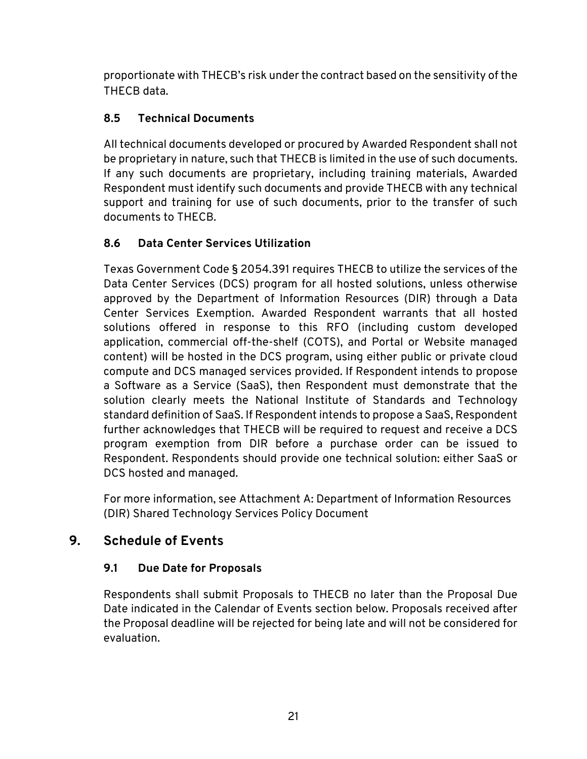proportionate with THECB's risk under the contract based on the sensitivity of the THECB data.

### 8.5 Technical Documents

All technical documents developed or procured by Awarded Respondent shall not be proprietary in nature, such that THECB is limited in the use of such documents. If any such documents are proprietary, including training materials, Awarded Respondent must identify such documents and provide THECB with any technical support and training for use of such documents, prior to the transfer of such documents to THECB.

### 8.6 Data Center Services Utilization

Texas Government Code § 2054.391 requires THECB to utilize the services of the Data Center Services (DCS) program for all hosted solutions, unless otherwise approved by the Department of Information Resources (DIR) through a Data Center Services Exemption. Awarded Respondent warrants that all hosted solutions offered in response to this RFO (including custom developed application, commercial off-the-shelf (COTS), and Portal or Website managed content) will be hosted in the DCS program, using either public or private cloud compute and DCS managed services provided. If Respondent intends to propose a Software as a Service (SaaS), then Respondent must demonstrate that the solution clearly meets the National Institute of Standards and Technology standard definition of SaaS. If Respondent intends to propose a SaaS, Respondent further acknowledges that THECB will be required to request and receive a DCS program exemption from DIR before a purchase order can be issued to Respondent. Respondents should provide one technical solution: either SaaS or DCS hosted and managed.

For more information, see Attachment A: Department of Information Resources (DIR) Shared Technology Services Policy Document

## 9. Schedule of Events

### 9.1 Due Date for Proposals

Respondents shall submit Proposals to THECB no later than the Proposal Due Date indicated in the Calendar of Events section below. Proposals received after the Proposal deadline will be rejected for being late and will not be considered for evaluation.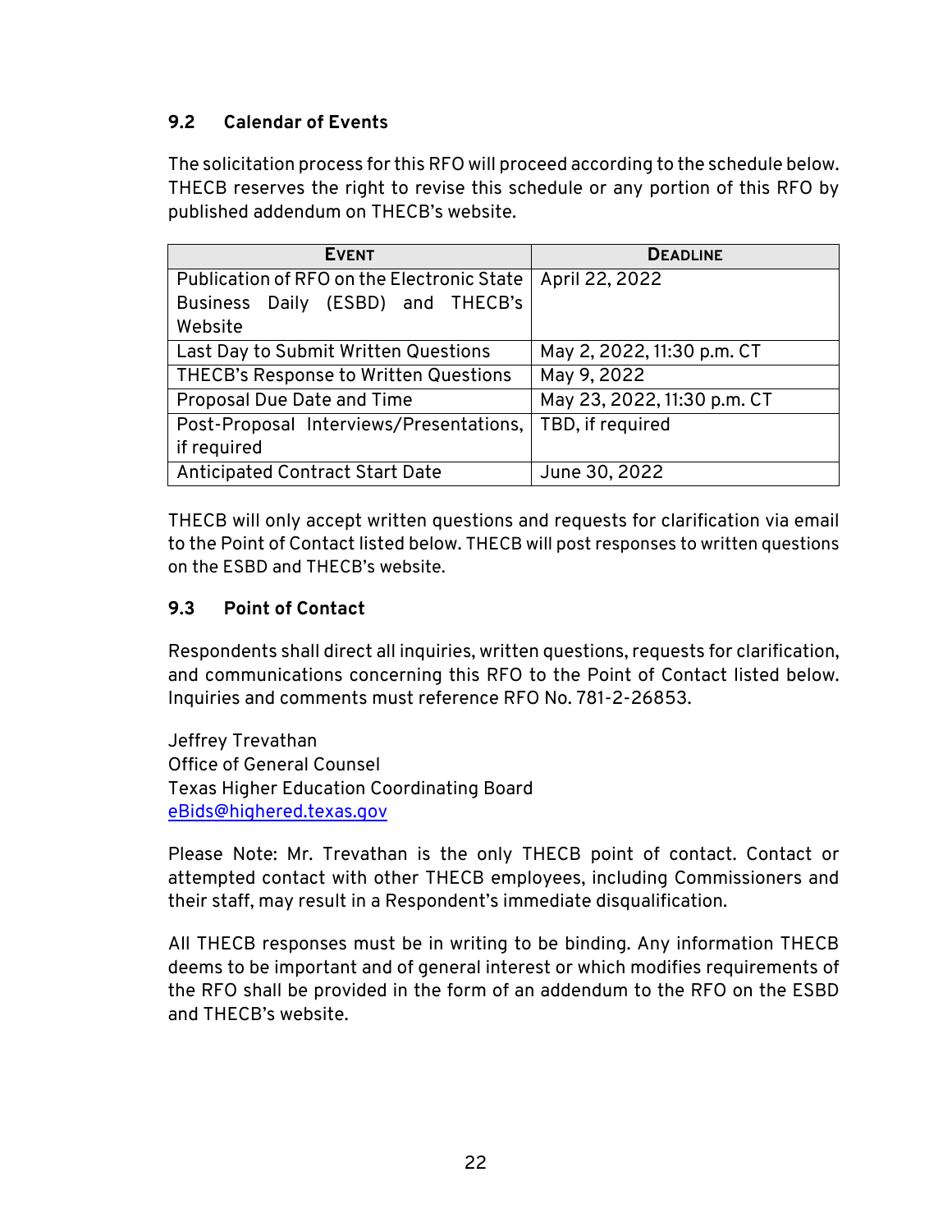### 9.2 Calendar of Events

The solicitation process for this RFO will proceed according to the schedule below. THECB reserves the right to revise this schedule or any portion of this RFO by published addendum on THECB's website.

| Event | Deadline |
|---|---|
| Publication of RFO on the Electronic State Business Daily (ESBD) and THECB's Website | April 22, 2022 |
| Last Day to Submit Written Questions | May 2, 2022, 11:30 p.m. CT |
| THECB's Response to Written Questions | May 9, 2022 |
| Proposal Due Date and Time | May 23, 2022, 11:30 p.m. CT |
| Post-Proposal Interviews/Presentations, if required | TBD, if required |
| Anticipated Contract Start Date | June 30, 2022 |

THECB will only accept written questions and requests for clarification via email to the Point of Contact listed below. THECB will post responses to written questions on the ESBD and THECB's website.

### 9.3 Point of Contact

Respondents shall direct all inquiries, written questions, requests for clarification, and communications concerning this RFO to the Point of Contact listed below. Inquiries and comments must reference RFO No. 781-2-26853.

Jeffrey Trevathan
Office of General Counsel
Texas Higher Education Coordinating Board
eBids@highered.texas.gov

Please Note: Mr. Trevathan is the only THECB point of contact. Contact or attempted contact with other THECB employees, including Commissioners and their staff, may result in a Respondent's immediate disqualification.

All THECB responses must be in writing to be binding. Any information THECB deems to be important and of general interest or which modifies requirements of the RFO shall be provided in the form of an addendum to the RFO on the ESBD and THECB's website.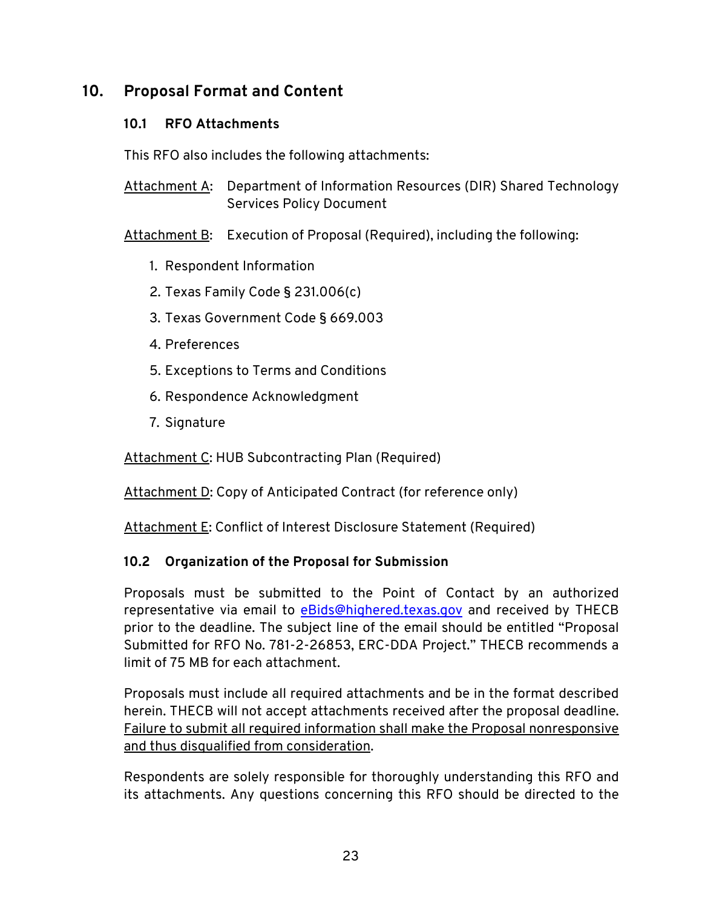## 10. Proposal Format and Content

### 10.1 RFO Attachments

This RFO also includes the following attachments:

Attachment A: Department of Information Resources (DIR) Shared Technology Services Policy Document

Attachment B: Execution of Proposal (Required), including the following:

1. Respondent Information
2. Texas Family Code § 231.006(c)
3. Texas Government Code § 669.003
4. Preferences
5. Exceptions to Terms and Conditions
6. Respondence Acknowledgment
7. Signature

Attachment C: HUB Subcontracting Plan (Required)

Attachment D: Copy of Anticipated Contract (for reference only)

Attachment E: Conflict of Interest Disclosure Statement (Required)

### 10.2 Organization of the Proposal for Submission

Proposals must be submitted to the Point of Contact by an authorized representative via email to eBids@highered.texas.gov and received by THECB prior to the deadline. The subject line of the email should be entitled "Proposal Submitted for RFO No. 781-2-26853, ERC-DDA Project." THECB recommends a limit of 75 MB for each attachment.

Proposals must include all required attachments and be in the format described herein. THECB will not accept attachments received after the proposal deadline. Failure to submit all required information shall make the Proposal nonresponsive and thus disqualified from consideration.

Respondents are solely responsible for thoroughly understanding this RFO and its attachments. Any questions concerning this RFO should be directed to the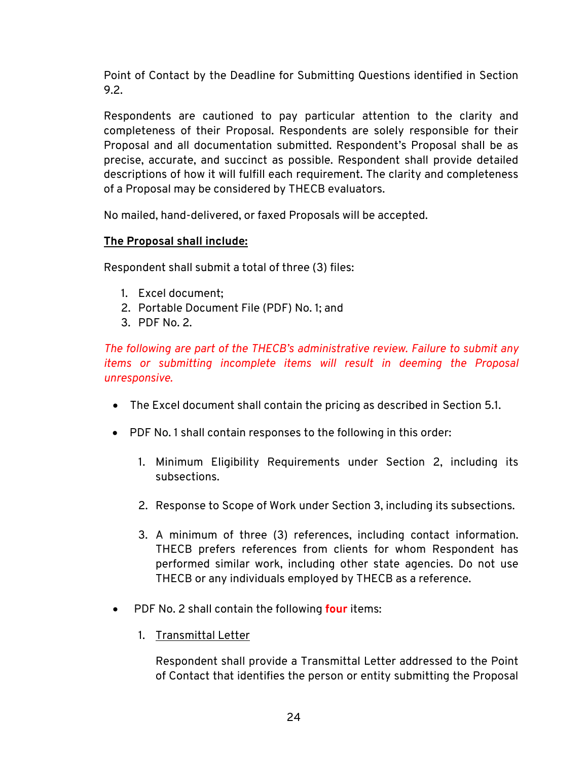Point of Contact by the Deadline for Submitting Questions identified in Section 9.2.

Respondents are cautioned to pay particular attention to the clarity and completeness of their Proposal. Respondents are solely responsible for their Proposal and all documentation submitted. Respondent's Proposal shall be as precise, accurate, and succinct as possible. Respondent shall provide detailed descriptions of how it will fulfill each requirement. The clarity and completeness of a Proposal may be considered by THECB evaluators.

No mailed, hand-delivered, or faxed Proposals will be accepted.

**The Proposal shall include:**

Respondent shall submit a total of three (3) files:

1. Excel document;
2. Portable Document File (PDF) No. 1; and
3. PDF No. 2.

*The following are part of the THECB's administrative review. Failure to submit any items or submitting incomplete items will result in deeming the Proposal unresponsive.*

- The Excel document shall contain the pricing as described in Section 5.1.

- PDF No. 1 shall contain responses to the following in this order:

  1. Minimum Eligibility Requirements under Section 2, including its subsections.

  2. Response to Scope of Work under Section 3, including its subsections.

  3. A minimum of three (3) references, including contact information. THECB prefers references from clients for whom Respondent has performed similar work, including other state agencies. Do not use THECB or any individuals employed by THECB as a reference.

- PDF No. 2 shall contain the following **four** items:

  1. Transmittal Letter

     Respondent shall provide a Transmittal Letter addressed to the Point of Contact that identifies the person or entity submitting the Proposal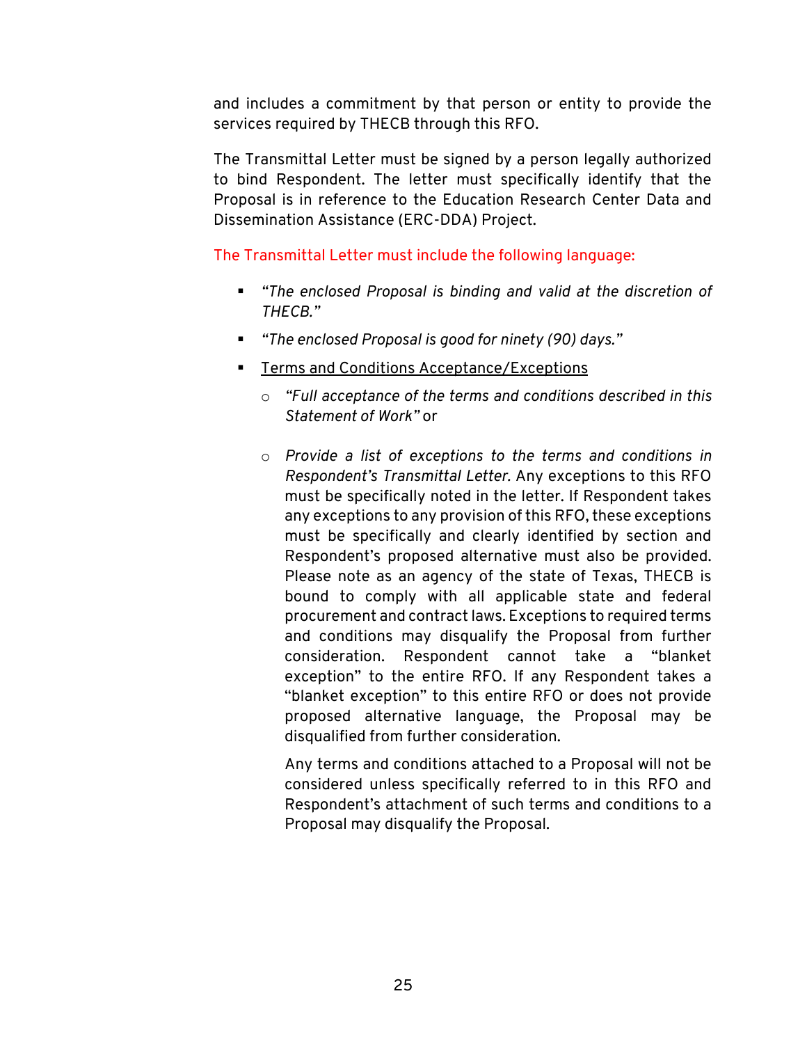and includes a commitment by that person or entity to provide the services required by THECB through this RFO.

The Transmittal Letter must be signed by a person legally authorized to bind Respondent. The letter must specifically identify that the Proposal is in reference to the Education Research Center Data and Dissemination Assistance (ERC-DDA) Project.

The Transmittal Letter must include the following language:

- *"The enclosed Proposal is binding and valid at the discretion of THECB."*
- *"The enclosed Proposal is good for ninety (90) days."*
- Terms and Conditions Acceptance/Exceptions
  - *"Full acceptance of the terms and conditions described in this Statement of Work"* or
  - *Provide a list of exceptions to the terms and conditions in Respondent's Transmittal Letter.* Any exceptions to this RFO must be specifically noted in the letter. If Respondent takes any exceptions to any provision of this RFO, these exceptions must be specifically and clearly identified by section and Respondent's proposed alternative must also be provided. Please note as an agency of the state of Texas, THECB is bound to comply with all applicable state and federal procurement and contract laws. Exceptions to required terms and conditions may disqualify the Proposal from further consideration. Respondent cannot take a "blanket exception" to the entire RFO. If any Respondent takes a "blanket exception" to this entire RFO or does not provide proposed alternative language, the Proposal may be disqualified from further consideration.

    Any terms and conditions attached to a Proposal will not be considered unless specifically referred to in this RFO and Respondent's attachment of such terms and conditions to a Proposal may disqualify the Proposal.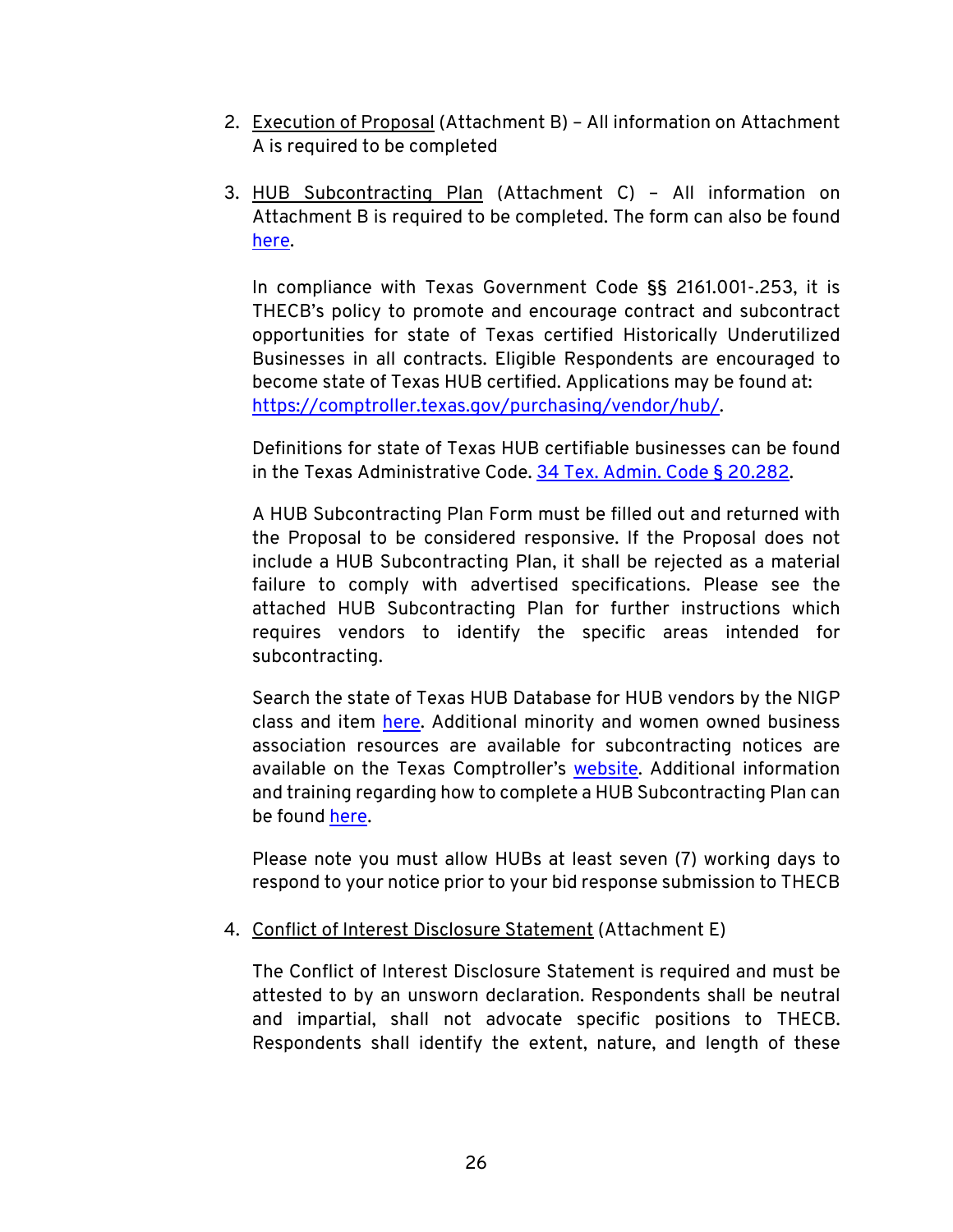2. Execution of Proposal (Attachment B) – All information on Attachment A is required to be completed

3. HUB Subcontracting Plan (Attachment C) – All information on Attachment B is required to be completed. The form can also be found [here](here).

   In compliance with Texas Government Code §§ 2161.001-.253, it is THECB's policy to promote and encourage contract and subcontract opportunities for state of Texas certified Historically Underutilized Businesses in all contracts. Eligible Respondents are encouraged to become state of Texas HUB certified. Applications may be found at: [https://comptroller.texas.gov/purchasing/vendor/hub/](https://comptroller.texas.gov/purchasing/vendor/hub/).

   Definitions for state of Texas HUB certifiable businesses can be found in the Texas Administrative Code. 34 Tex. Admin. Code § 20.282.

   A HUB Subcontracting Plan Form must be filled out and returned with the Proposal to be considered responsive. If the Proposal does not include a HUB Subcontracting Plan, it shall be rejected as a material failure to comply with advertised specifications. Please see the attached HUB Subcontracting Plan for further instructions which requires vendors to identify the specific areas intended for subcontracting.

   Search the state of Texas HUB Database for HUB vendors by the NIGP class and item here. Additional minority and women owned business association resources are available for subcontracting notices are available on the Texas Comptroller's website. Additional information and training regarding how to complete a HUB Subcontracting Plan can be found here.

   Please note you must allow HUBs at least seven (7) working days to respond to your notice prior to your bid response submission to THECB

4. Conflict of Interest Disclosure Statement (Attachment E)

   The Conflict of Interest Disclosure Statement is required and must be attested to by an unsworn declaration. Respondents shall be neutral and impartial, shall not advocate specific positions to THECB. Respondents shall identify the extent, nature, and length of these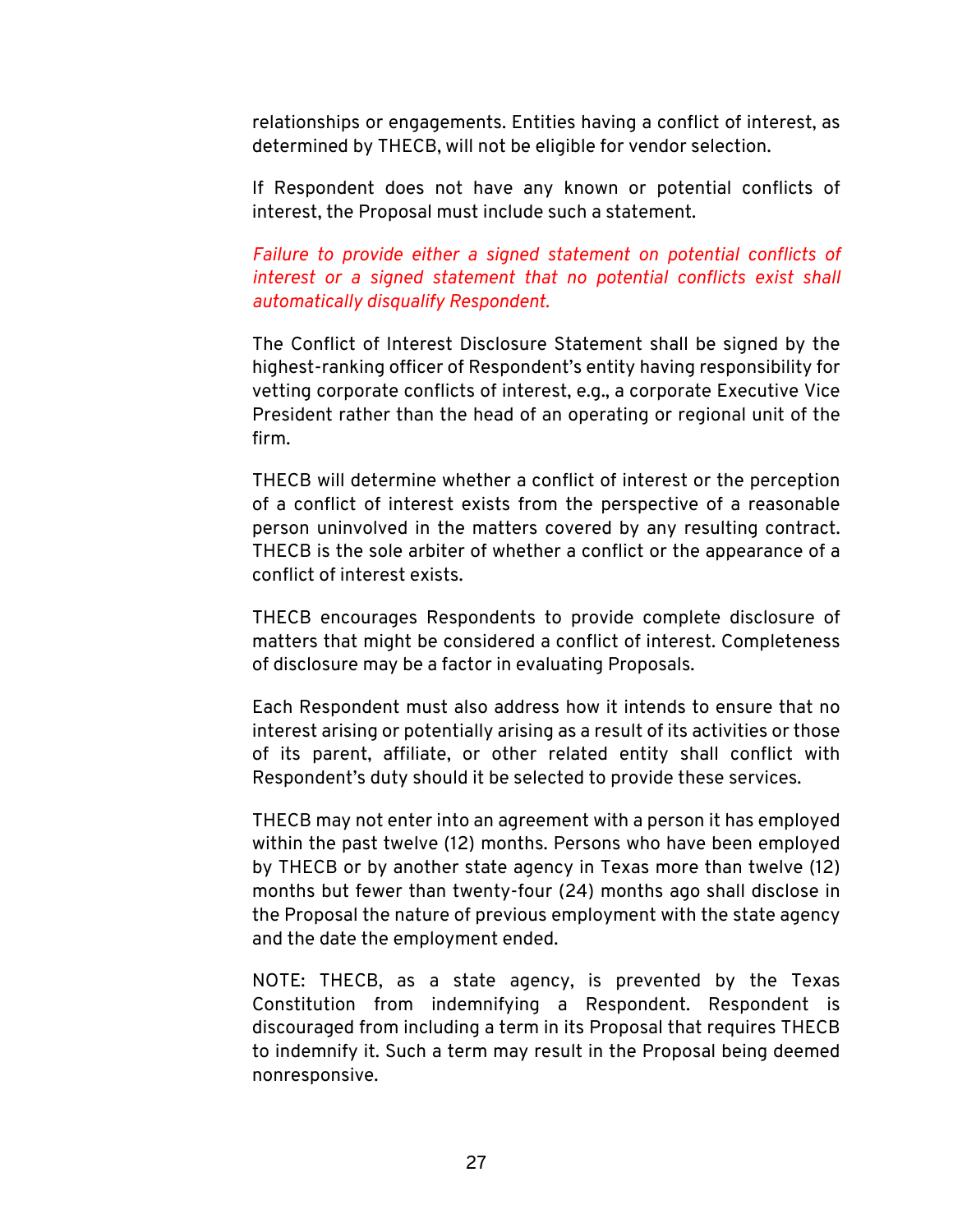relationships or engagements. Entities having a conflict of interest, as determined by THECB, will not be eligible for vendor selection.

If Respondent does not have any known or potential conflicts of interest, the Proposal must include such a statement.

*Failure to provide either a signed statement on potential conflicts of interest or a signed statement that no potential conflicts exist shall automatically disqualify Respondent.*

The Conflict of Interest Disclosure Statement shall be signed by the highest-ranking officer of Respondent's entity having responsibility for vetting corporate conflicts of interest, e.g., a corporate Executive Vice President rather than the head of an operating or regional unit of the firm.

THECB will determine whether a conflict of interest or the perception of a conflict of interest exists from the perspective of a reasonable person uninvolved in the matters covered by any resulting contract. THECB is the sole arbiter of whether a conflict or the appearance of a conflict of interest exists.

THECB encourages Respondents to provide complete disclosure of matters that might be considered a conflict of interest. Completeness of disclosure may be a factor in evaluating Proposals.

Each Respondent must also address how it intends to ensure that no interest arising or potentially arising as a result of its activities or those of its parent, affiliate, or other related entity shall conflict with Respondent's duty should it be selected to provide these services.

THECB may not enter into an agreement with a person it has employed within the past twelve (12) months. Persons who have been employed by THECB or by another state agency in Texas more than twelve (12) months but fewer than twenty-four (24) months ago shall disclose in the Proposal the nature of previous employment with the state agency and the date the employment ended.

NOTE: THECB, as a state agency, is prevented by the Texas Constitution from indemnifying a Respondent. Respondent is discouraged from including a term in its Proposal that requires THECB to indemnify it. Such a term may result in the Proposal being deemed nonresponsive.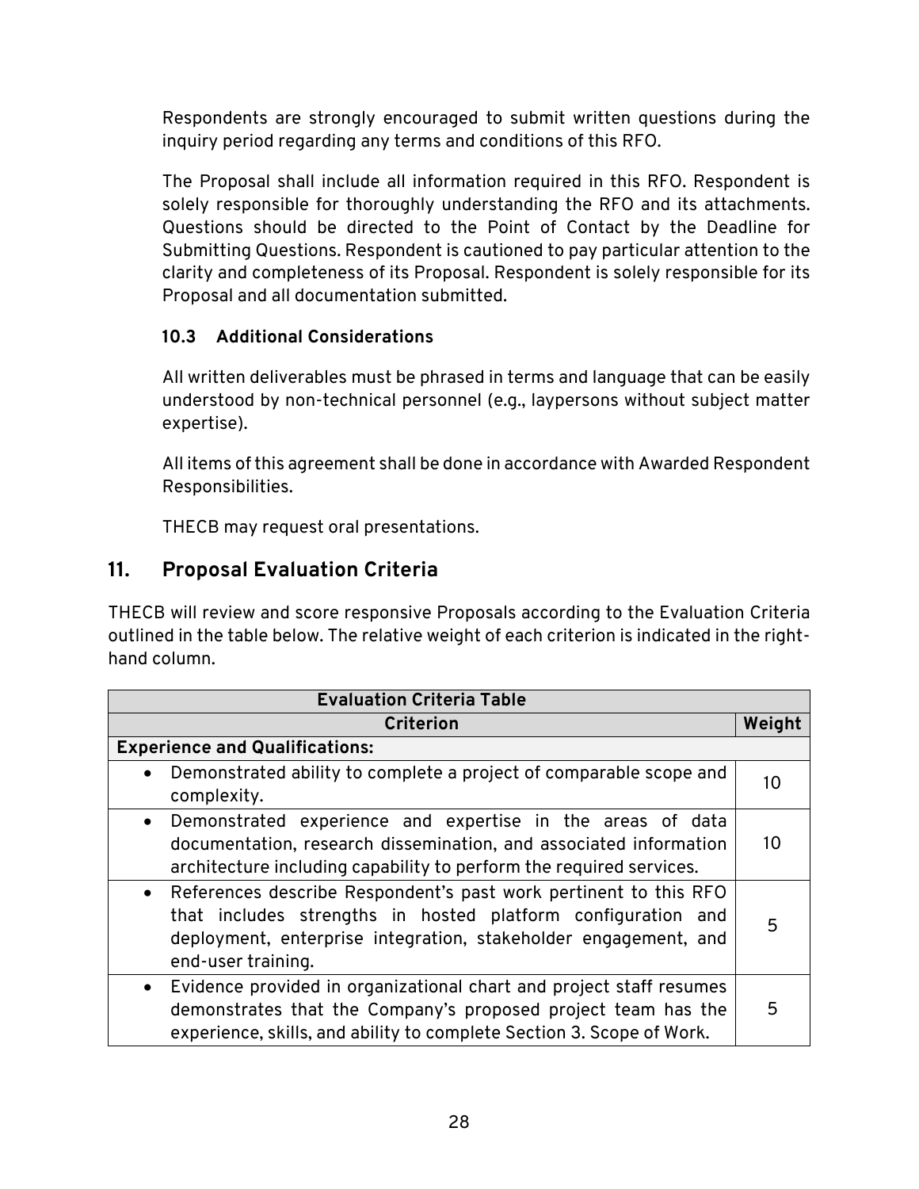Respondents are strongly encouraged to submit written questions during the inquiry period regarding any terms and conditions of this RFO.

The Proposal shall include all information required in this RFO. Respondent is solely responsible for thoroughly understanding the RFO and its attachments. Questions should be directed to the Point of Contact by the Deadline for Submitting Questions. Respondent is cautioned to pay particular attention to the clarity and completeness of its Proposal. Respondent is solely responsible for its Proposal and all documentation submitted.

### 10.3 Additional Considerations

All written deliverables must be phrased in terms and language that can be easily understood by non-technical personnel (e.g., laypersons without subject matter expertise).

All items of this agreement shall be done in accordance with Awarded Respondent Responsibilities.

THECB may request oral presentations.

## 11. Proposal Evaluation Criteria

THECB will review and score responsive Proposals according to the Evaluation Criteria outlined in the table below. The relative weight of each criterion is indicated in the right-hand column.

| Evaluation Criteria Table | |
|---|---|
| **Criterion** | **Weight** |
| **Experience and Qualifications:** | |
| • Demonstrated ability to complete a project of comparable scope and complexity. | 10 |
| • Demonstrated experience and expertise in the areas of data documentation, research dissemination, and associated information architecture including capability to perform the required services. | 10 |
| • References describe Respondent's past work pertinent to this RFO that includes strengths in hosted platform configuration and deployment, enterprise integration, stakeholder engagement, and end-user training. | 5 |
| • Evidence provided in organizational chart and project staff resumes demonstrates that the Company's proposed project team has the experience, skills, and ability to complete Section 3. Scope of Work. | 5 |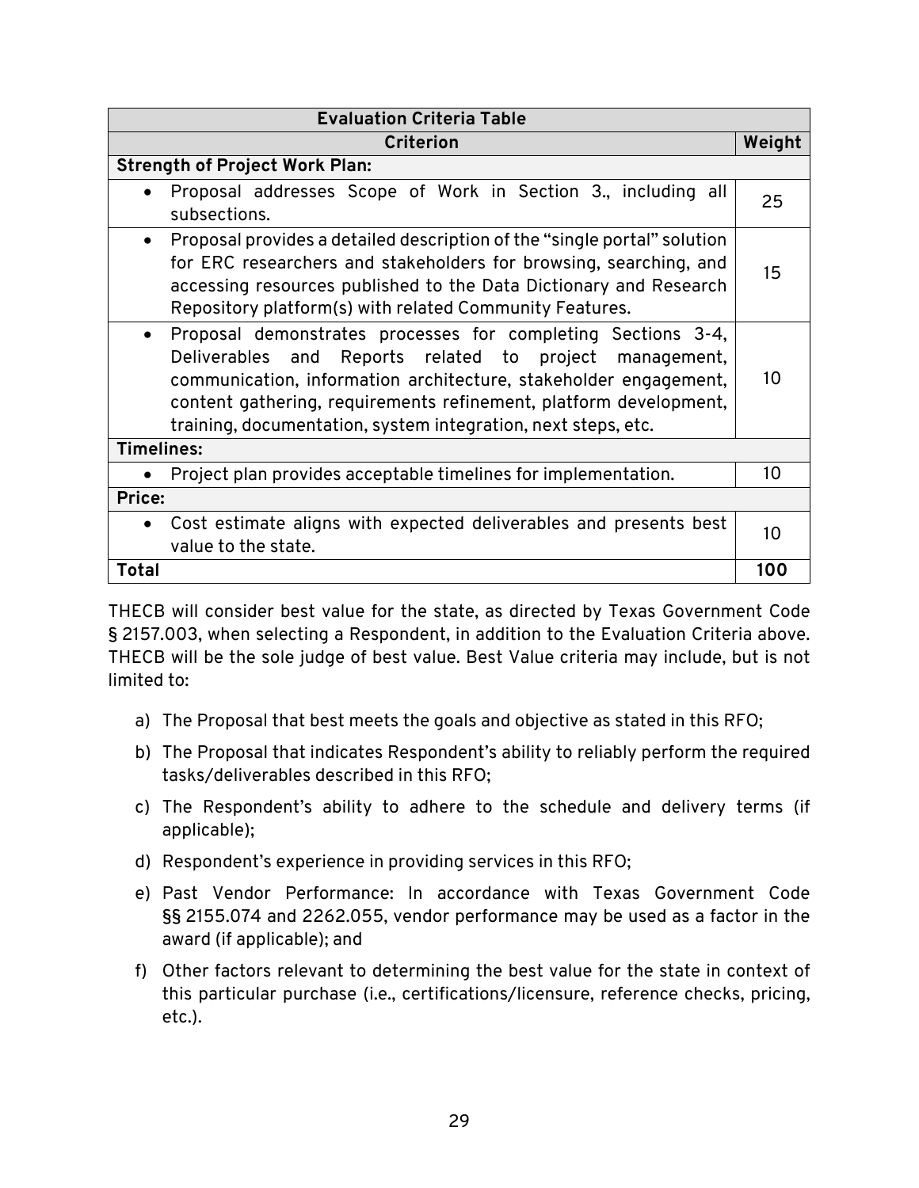| Evaluation Criteria Table | |
|---|---|
| **Criterion** | **Weight** |
| **Strength of Project Work Plan:** | |
| • Proposal addresses Scope of Work in Section 3., including all subsections. | 25 |
| • Proposal provides a detailed description of the "single portal" solution for ERC researchers and stakeholders for browsing, searching, and accessing resources published to the Data Dictionary and Research Repository platform(s) with related Community Features. | 15 |
| • Proposal demonstrates processes for completing Sections 3-4, Deliverables and Reports related to project management, communication, information architecture, stakeholder engagement, content gathering, requirements refinement, platform development, training, documentation, system integration, next steps, etc. | 10 |
| **Timelines:** | |
| • Project plan provides acceptable timelines for implementation. | 10 |
| **Price:** | |
| • Cost estimate aligns with expected deliverables and presents best value to the state. | 10 |
| **Total** | **100** |

THECB will consider best value for the state, as directed by Texas Government Code § 2157.003, when selecting a Respondent, in addition to the Evaluation Criteria above. THECB will be the sole judge of best value. Best Value criteria may include, but is not limited to:

a) The Proposal that best meets the goals and objective as stated in this RFO;

b) The Proposal that indicates Respondent's ability to reliably perform the required tasks/deliverables described in this RFO;

c) The Respondent's ability to adhere to the schedule and delivery terms (if applicable);

d) Respondent's experience in providing services in this RFO;

e) Past Vendor Performance: In accordance with Texas Government Code §§ 2155.074 and 2262.055, vendor performance may be used as a factor in the award (if applicable); and

f) Other factors relevant to determining the best value for the state in context of this particular purchase (i.e., certifications/licensure, reference checks, pricing, etc.).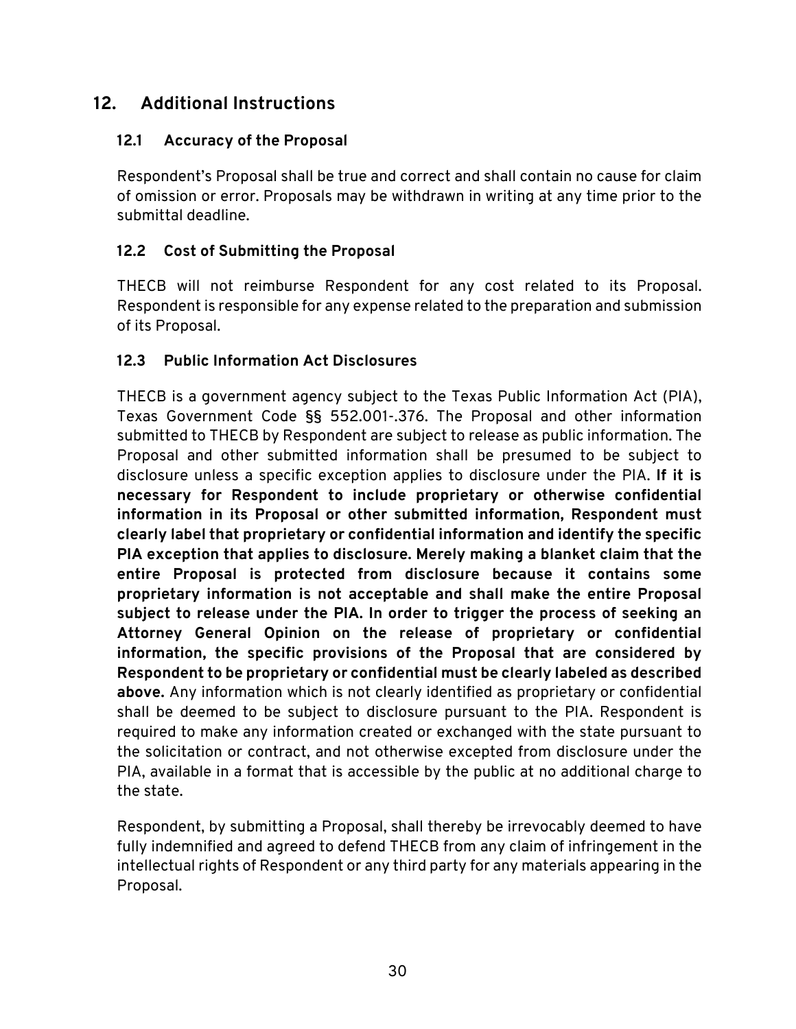## 12. Additional Instructions

### 12.1 Accuracy of the Proposal

Respondent's Proposal shall be true and correct and shall contain no cause for claim of omission or error. Proposals may be withdrawn in writing at any time prior to the submittal deadline.

### 12.2 Cost of Submitting the Proposal

THECB will not reimburse Respondent for any cost related to its Proposal. Respondent is responsible for any expense related to the preparation and submission of its Proposal.

### 12.3 Public Information Act Disclosures

THECB is a government agency subject to the Texas Public Information Act (PIA), Texas Government Code §§ 552.001-.376. The Proposal and other information submitted to THECB by Respondent are subject to release as public information. The Proposal and other submitted information shall be presumed to be subject to disclosure unless a specific exception applies to disclosure under the PIA. **If it is necessary for Respondent to include proprietary or otherwise confidential information in its Proposal or other submitted information, Respondent must clearly label that proprietary or confidential information and identify the specific PIA exception that applies to disclosure. Merely making a blanket claim that the entire Proposal is protected from disclosure because it contains some proprietary information is not acceptable and shall make the entire Proposal subject to release under the PIA. In order to trigger the process of seeking an Attorney General Opinion on the release of proprietary or confidential information, the specific provisions of the Proposal that are considered by Respondent to be proprietary or confidential must be clearly labeled as described above.** Any information which is not clearly identified as proprietary or confidential shall be deemed to be subject to disclosure pursuant to the PIA. Respondent is required to make any information created or exchanged with the state pursuant to the solicitation or contract, and not otherwise excepted from disclosure under the PIA, available in a format that is accessible by the public at no additional charge to the state.

Respondent, by submitting a Proposal, shall thereby be irrevocably deemed to have fully indemnified and agreed to defend THECB from any claim of infringement in the intellectual rights of Respondent or any third party for any materials appearing in the Proposal.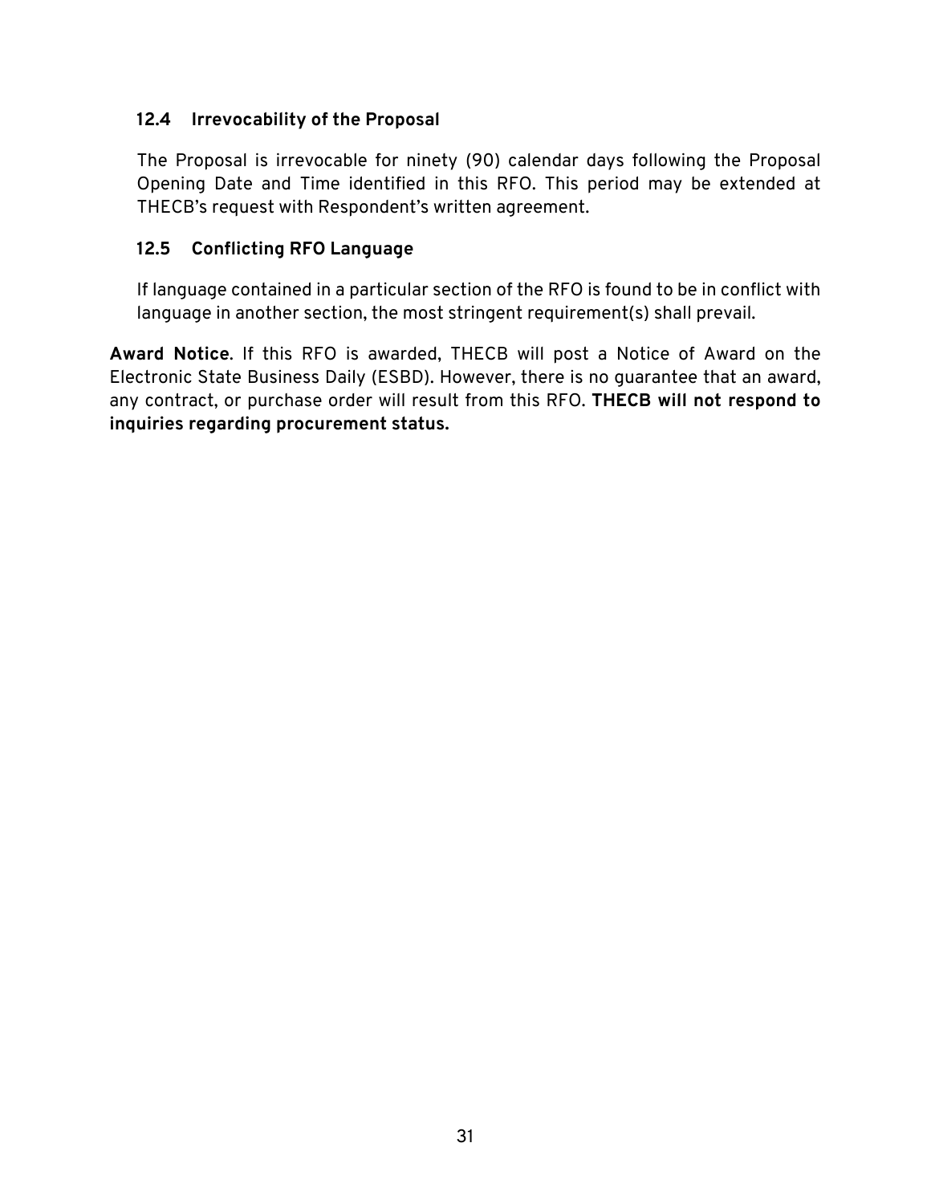### 12.4 Irrevocability of the Proposal

The Proposal is irrevocable for ninety (90) calendar days following the Proposal Opening Date and Time identified in this RFO. This period may be extended at THECB's request with Respondent's written agreement.

### 12.5 Conflicting RFO Language

If language contained in a particular section of the RFO is found to be in conflict with language in another section, the most stringent requirement(s) shall prevail.

**Award Notice**. If this RFO is awarded, THECB will post a Notice of Award on the Electronic State Business Daily (ESBD). However, there is no guarantee that an award, any contract, or purchase order will result from this RFO. **THECB will not respond to inquiries regarding procurement status.**